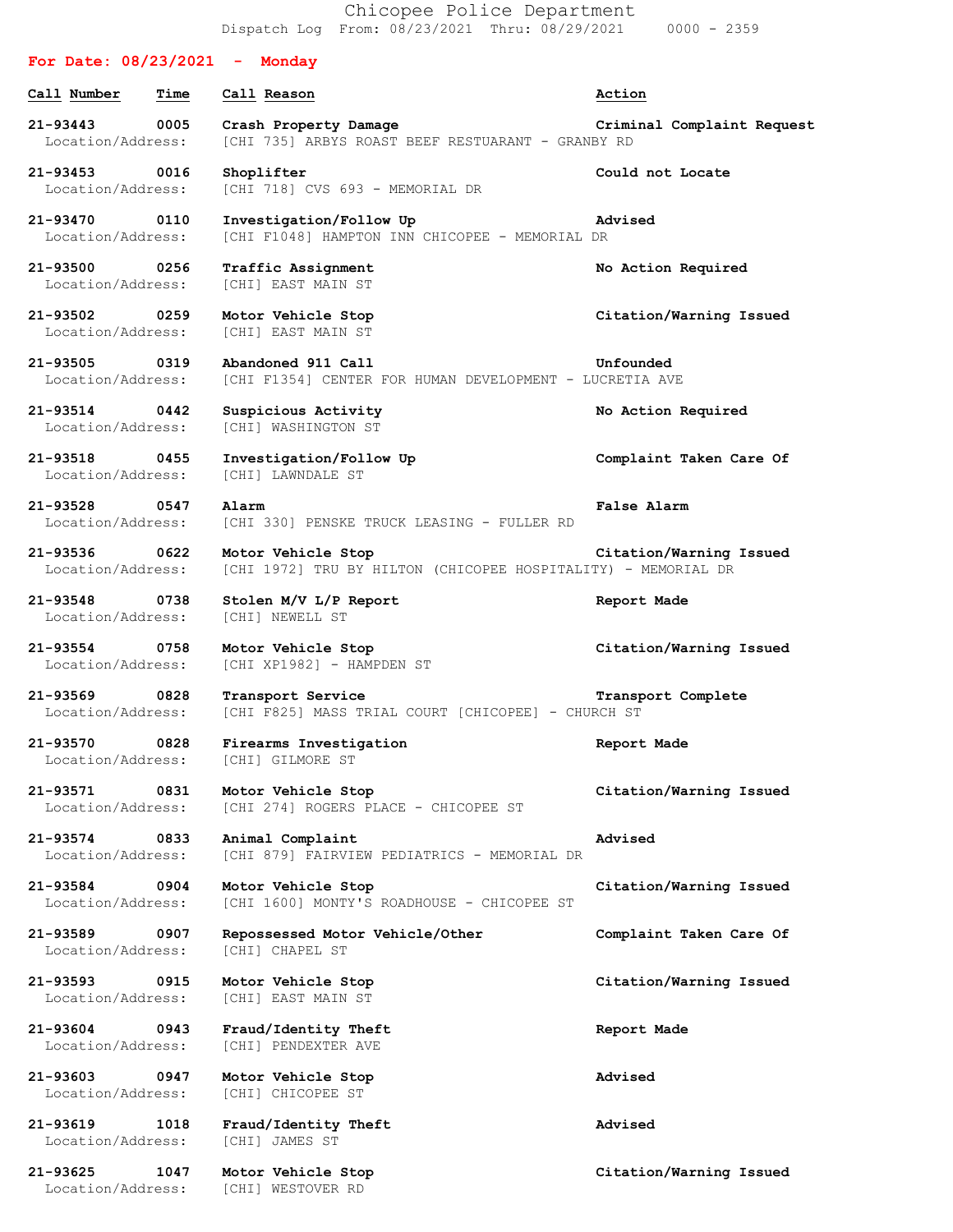# Chicopee Police Department

Dispatch Log From: 08/23/2021 Thru: 08/29/2021 0000 - 2359

## For Date: 08/23/2021 - Monday

| Call Number | Time | Call Reason | Action |
|---|---|---|---|
| 21-93443 | 0005 | Crash Property Damage | Criminal Complaint Request |
| Location/Address: | | [CHI 735] ARBYS ROAST BEEF RESTUARANT - GRANBY RD | |
| 21-93453 | 0016 | Shoplifter | Could not Locate |
| Location/Address: | | [CHI 718] CVS 693 - MEMORIAL DR | |
| 21-93470 | 0110 | Investigation/Follow Up | Advised |
| Location/Address: | | [CHI F1048] HAMPTON INN CHICOPEE - MEMORIAL DR | |
| 21-93500 | 0256 | Traffic Assignment | No Action Required |
| Location/Address: | | [CHI] EAST MAIN ST | |
| 21-93502 | 0259 | Motor Vehicle Stop | Citation/Warning Issued |
| Location/Address: | | [CHI] EAST MAIN ST | |
| 21-93505 | 0319 | Abandoned 911 Call | Unfounded |
| Location/Address: | | [CHI F1354] CENTER FOR HUMAN DEVELOPMENT - LUCRETIA AVE | |
| 21-93514 | 0442 | Suspicious Activity | No Action Required |
| Location/Address: | | [CHI] WASHINGTON ST | |
| 21-93518 | 0455 | Investigation/Follow Up | Complaint Taken Care Of |
| Location/Address: | | [CHI] LAWNDALE ST | |
| 21-93528 | 0547 | Alarm | False Alarm |
| Location/Address: | | [CHI 330] PENSKE TRUCK LEASING - FULLER RD | |
| 21-93536 | 0622 | Motor Vehicle Stop | Citation/Warning Issued |
| Location/Address: | | [CHI 1972] TRU BY HILTON (CHICOPEE HOSPITALITY) - MEMORIAL DR | |
| 21-93548 | 0738 | Stolen M/V L/P Report | Report Made |
| Location/Address: | | [CHI] NEWELL ST | |
| 21-93554 | 0758 | Motor Vehicle Stop | Citation/Warning Issued |
| Location/Address: | | [CHI XP1982] - HAMPDEN ST | |
| 21-93569 | 0828 | Transport Service | Transport Complete |
| Location/Address: | | [CHI F825] MASS TRIAL COURT [CHICOPEE] - CHURCH ST | |
| 21-93570 | 0828 | Firearms Investigation | Report Made |
| Location/Address: | | [CHI] GILMORE ST | |
| 21-93571 | 0831 | Motor Vehicle Stop | Citation/Warning Issued |
| Location/Address: | | [CHI 274] ROGERS PLACE - CHICOPEE ST | |
| 21-93574 | 0833 | Animal Complaint | Advised |
| Location/Address: | | [CHI 879] FAIRVIEW PEDIATRICS - MEMORIAL DR | |
| 21-93584 | 0904 | Motor Vehicle Stop | Citation/Warning Issued |
| Location/Address: | | [CHI 1600] MONTY'S ROADHOUSE - CHICOPEE ST | |
| 21-93589 | 0907 | Repossessed Motor Vehicle/Other | Complaint Taken Care Of |
| Location/Address: | | [CHI] CHAPEL ST | |
| 21-93593 | 0915 | Motor Vehicle Stop | Citation/Warning Issued |
| Location/Address: | | [CHI] EAST MAIN ST | |
| 21-93604 | 0943 | Fraud/Identity Theft | Report Made |
| Location/Address: | | [CHI] PENDEXTER AVE | |
| 21-93603 | 0947 | Motor Vehicle Stop | Advised |
| Location/Address: | | [CHI] CHICOPEE ST | |
| 21-93619 | 1018 | Fraud/Identity Theft | Advised |
| Location/Address: | | [CHI] JAMES ST | |
| 21-93625 | 1047 | Motor Vehicle Stop | Citation/Warning Issued |
| Location/Address: | | [CHI] WESTOVER RD | |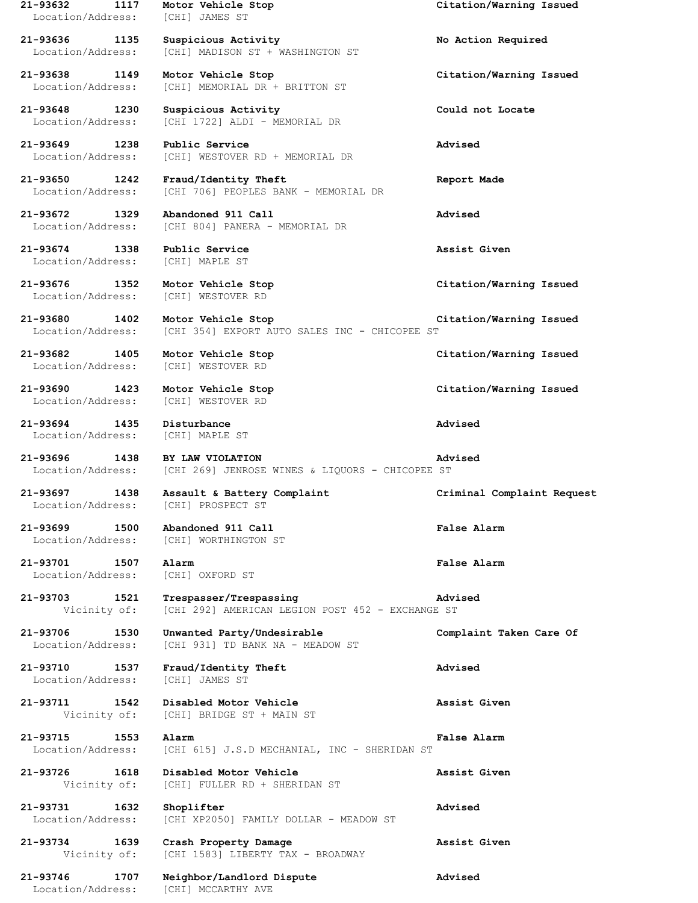**21-93632 1117 Motor Vehicle Stop Citation/Warning Issued**
Location/Address: [CHI] JAMES ST

**21-93636 1135 Suspicious Activity No Action Required**
Location/Address: [CHI] MADISON ST + WASHINGTON ST

**21-93638 1149 Motor Vehicle Stop Citation/Warning Issued**
Location/Address: [CHI] MEMORIAL DR + BRITTON ST

**21-93648 1230 Suspicious Activity Could not Locate**
Location/Address: [CHI 1722] ALDI - MEMORIAL DR

**21-93649 1238 Public Service Advised**
Location/Address: [CHI] WESTOVER RD + MEMORIAL DR

**21-93650 1242 Fraud/Identity Theft Report Made**
Location/Address: [CHI 706] PEOPLES BANK - MEMORIAL DR

**21-93672 1329 Abandoned 911 Call Advised**
Location/Address: [CHI 804] PANERA - MEMORIAL DR

**21-93674 1338 Public Service Assist Given**
Location/Address: [CHI] MAPLE ST

**21-93676 1352 Motor Vehicle Stop Citation/Warning Issued**
Location/Address: [CHI] WESTOVER RD

**21-93680 1402 Motor Vehicle Stop Citation/Warning Issued**
Location/Address: [CHI 354] EXPORT AUTO SALES INC - CHICOPEE ST

**21-93682 1405 Motor Vehicle Stop Citation/Warning Issued**
Location/Address: [CHI] WESTOVER RD

**21-93690 1423 Motor Vehicle Stop Citation/Warning Issued**
Location/Address: [CHI] WESTOVER RD

**21-93694 1435 Disturbance Advised**
Location/Address: [CHI] MAPLE ST

**21-93696 1438 BY LAW VIOLATION Advised**
Location/Address: [CHI 269] JENROSE WINES & LIQUORS - CHICOPEE ST

**21-93697 1438 Assault & Battery Complaint Criminal Complaint Request**
Location/Address: [CHI] PROSPECT ST

**21-93699 1500 Abandoned 911 Call False Alarm**
Location/Address: [CHI] WORTHINGTON ST

**21-93701 1507 Alarm False Alarm**
Location/Address: [CHI] OXFORD ST

**21-93703 1521 Trespasser/Trespassing Advised**
Vicinity of: [CHI 292] AMERICAN LEGION POST 452 - EXCHANGE ST

**21-93706 1530 Unwanted Party/Undesirable Complaint Taken Care Of**
Location/Address: [CHI 931] TD BANK NA - MEADOW ST

**21-93710 1537 Fraud/Identity Theft Advised**
Location/Address: [CHI] JAMES ST

**21-93711 1542 Disabled Motor Vehicle Assist Given**
Vicinity of: [CHI] BRIDGE ST + MAIN ST

**21-93715 1553 Alarm False Alarm**
Location/Address: [CHI 615] J.S.D MECHANIAL, INC - SHERIDAN ST

**21-93726 1618 Disabled Motor Vehicle Assist Given**
Vicinity of: [CHI] FULLER RD + SHERIDAN ST

**21-93731 1632 Shoplifter Advised**
Location/Address: [CHI XP2050] FAMILY DOLLAR - MEADOW ST

**21-93734 1639 Crash Property Damage Assist Given**
Vicinity of: [CHI 1583] LIBERTY TAX - BROADWAY

**21-93746 1707 Neighbor/Landlord Dispute Advised**
Location/Address: [CHI] MCCARTHY AVE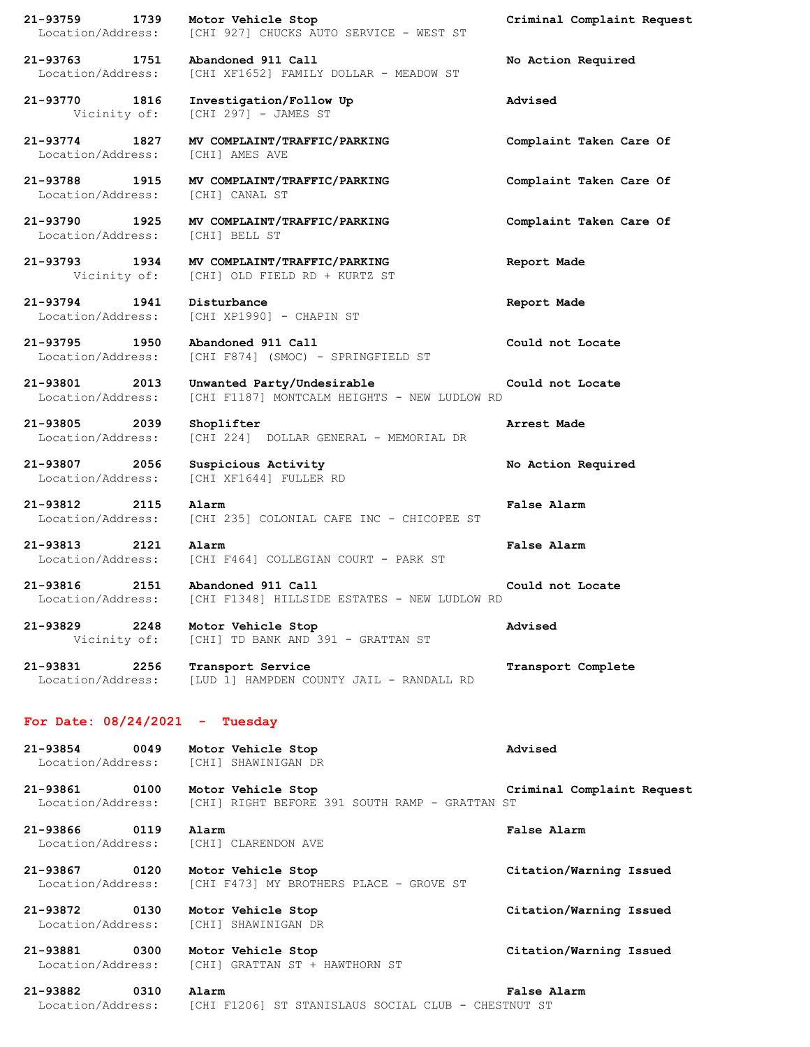**21-93759 1739 Motor Vehicle Stop** **Criminal Complaint Request**
Location/Address: [CHI 927] CHUCKS AUTO SERVICE - WEST ST

**21-93763 1751 Abandoned 911 Call** **No Action Required**
Location/Address: [CHI XF1652] FAMILY DOLLAR - MEADOW ST

**21-93770 1816 Investigation/Follow Up** **Advised**
Vicinity of: [CHI 297] - JAMES ST

**21-93774 1827 MV COMPLAINT/TRAFFIC/PARKING** **Complaint Taken Care Of**
Location/Address: [CHI] AMES AVE

**21-93788 1915 MV COMPLAINT/TRAFFIC/PARKING** **Complaint Taken Care Of**
Location/Address: [CHI] CANAL ST

**21-93790 1925 MV COMPLAINT/TRAFFIC/PARKING** **Complaint Taken Care Of**
Location/Address: [CHI] BELL ST

**21-93793 1934 MV COMPLAINT/TRAFFIC/PARKING** **Report Made**
Vicinity of: [CHI] OLD FIELD RD + KURTZ ST

**21-93794 1941 Disturbance** **Report Made**
Location/Address: [CHI XP1990] - CHAPIN ST

**21-93795 1950 Abandoned 911 Call** **Could not Locate**
Location/Address: [CHI F874] (SMOC) - SPRINGFIELD ST

**21-93801 2013 Unwanted Party/Undesirable** **Could not Locate**
Location/Address: [CHI F1187] MONTCALM HEIGHTS - NEW LUDLOW RD

**21-93805 2039 Shoplifter** **Arrest Made**
Location/Address: [CHI 224] DOLLAR GENERAL - MEMORIAL DR

**21-93807 2056 Suspicious Activity** **No Action Required**
Location/Address: [CHI XF1644] FULLER RD

**21-93812 2115 Alarm** **False Alarm**
Location/Address: [CHI 235] COLONIAL CAFE INC - CHICOPEE ST

**21-93813 2121 Alarm** **False Alarm**
Location/Address: [CHI F464] COLLEGIAN COURT - PARK ST

**21-93816 2151 Abandoned 911 Call** **Could not Locate**
Location/Address: [CHI F1348] HILLSIDE ESTATES - NEW LUDLOW RD

**21-93829 2248 Motor Vehicle Stop** **Advised**
Vicinity of: [CHI] TD BANK AND 391 - GRATTAN ST

**21-93831 2256 Transport Service** **Transport Complete**
Location/Address: [LUD 1] HAMPDEN COUNTY JAIL - RANDALL RD

## For Date: 08/24/2021 - Tuesday

**21-93854 0049 Motor Vehicle Stop** **Advised**
Location/Address: [CHI] SHAWINIGAN DR

**21-93861 0100 Motor Vehicle Stop** **Criminal Complaint Request**
Location/Address: [CHI] RIGHT BEFORE 391 SOUTH RAMP - GRATTAN ST

**21-93866 0119 Alarm** **False Alarm**
Location/Address: [CHI] CLARENDON AVE

**21-93867 0120 Motor Vehicle Stop** **Citation/Warning Issued**
Location/Address: [CHI F473] MY BROTHERS PLACE - GROVE ST

**21-93872 0130 Motor Vehicle Stop** **Citation/Warning Issued**
Location/Address: [CHI] SHAWINIGAN DR

**21-93881 0300 Motor Vehicle Stop** **Citation/Warning Issued**
Location/Address: [CHI] GRATTAN ST + HAWTHORN ST

**21-93882 0310 Alarm** **False Alarm**
Location/Address: [CHI F1206] ST STANISLAUS SOCIAL CLUB - CHESTNUT ST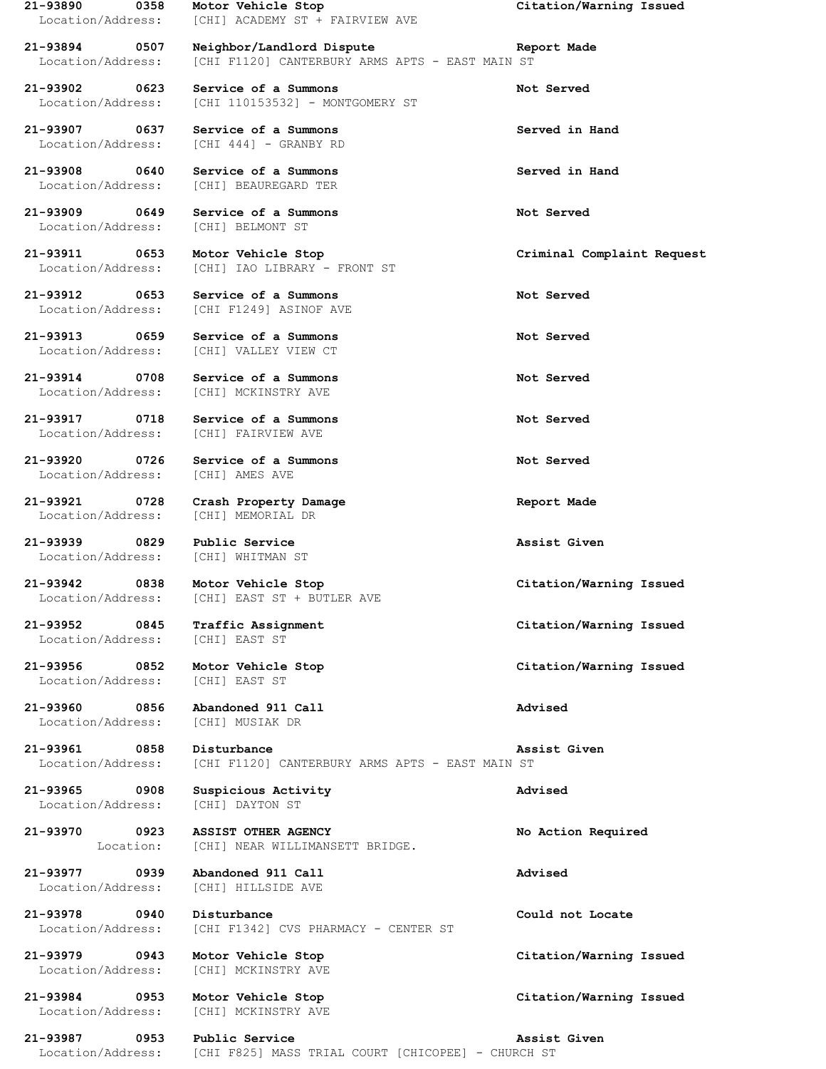**21-93890 0358 Motor Vehicle Stop Citation/Warning Issued**
Location/Address: [CHI] ACADEMY ST + FAIRVIEW AVE

**21-93894 0507 Neighbor/Landlord Dispute Report Made**
Location/Address: [CHI F1120] CANTERBURY ARMS APTS - EAST MAIN ST

**21-93902 0623 Service of a Summons Not Served**
Location/Address: [CHI 110153532] - MONTGOMERY ST

**21-93907 0637 Service of a Summons Served in Hand**
Location/Address: [CHI 444] - GRANBY RD

**21-93908 0640 Service of a Summons Served in Hand**
Location/Address: [CHI] BEAUREGARD TER

**21-93909 0649 Service of a Summons Not Served**
Location/Address: [CHI] BELMONT ST

**21-93911 0653 Motor Vehicle Stop Criminal Complaint Request**
Location/Address: [CHI] IAO LIBRARY - FRONT ST

**21-93912 0653 Service of a Summons Not Served**
Location/Address: [CHI F1249] ASINOF AVE

**21-93913 0659 Service of a Summons Not Served**
Location/Address: [CHI] VALLEY VIEW CT

**21-93914 0708 Service of a Summons Not Served**
Location/Address: [CHI] MCKINSTRY AVE

**21-93917 0718 Service of a Summons Not Served**
Location/Address: [CHI] FAIRVIEW AVE

**21-93920 0726 Service of a Summons Not Served**
Location/Address: [CHI] AMES AVE

**21-93921 0728 Crash Property Damage Report Made**
Location/Address: [CHI] MEMORIAL DR

**21-93939 0829 Public Service Assist Given**
Location/Address: [CHI] WHITMAN ST

**21-93942 0838 Motor Vehicle Stop Citation/Warning Issued**
Location/Address: [CHI] EAST ST + BUTLER AVE

**21-93952 0845 Traffic Assignment Citation/Warning Issued**
Location/Address: [CHI] EAST ST

**21-93956 0852 Motor Vehicle Stop Citation/Warning Issued**
Location/Address: [CHI] EAST ST

**21-93960 0856 Abandoned 911 Call Advised**
Location/Address: [CHI] MUSIAK DR

**21-93961 0858 Disturbance Assist Given**
Location/Address: [CHI F1120] CANTERBURY ARMS APTS - EAST MAIN ST

**21-93965 0908 Suspicious Activity Advised**
Location/Address: [CHI] DAYTON ST

**21-93970 0923 ASSIST OTHER AGENCY No Action Required**
Location: [CHI] NEAR WILLIMANSETT BRIDGE.

**21-93977 0939 Abandoned 911 Call Advised**
Location/Address: [CHI] HILLSIDE AVE

**21-93978 0940 Disturbance Could not Locate**
Location/Address: [CHI F1342] CVS PHARMACY - CENTER ST

**21-93979 0943 Motor Vehicle Stop Citation/Warning Issued**
Location/Address: [CHI] MCKINSTRY AVE

**21-93984 0953 Motor Vehicle Stop Citation/Warning Issued**
Location/Address: [CHI] MCKINSTRY AVE

**21-93987 0953 Public Service Assist Given**
Location/Address: [CHI F825] MASS TRIAL COURT [CHICOPEE] - CHURCH ST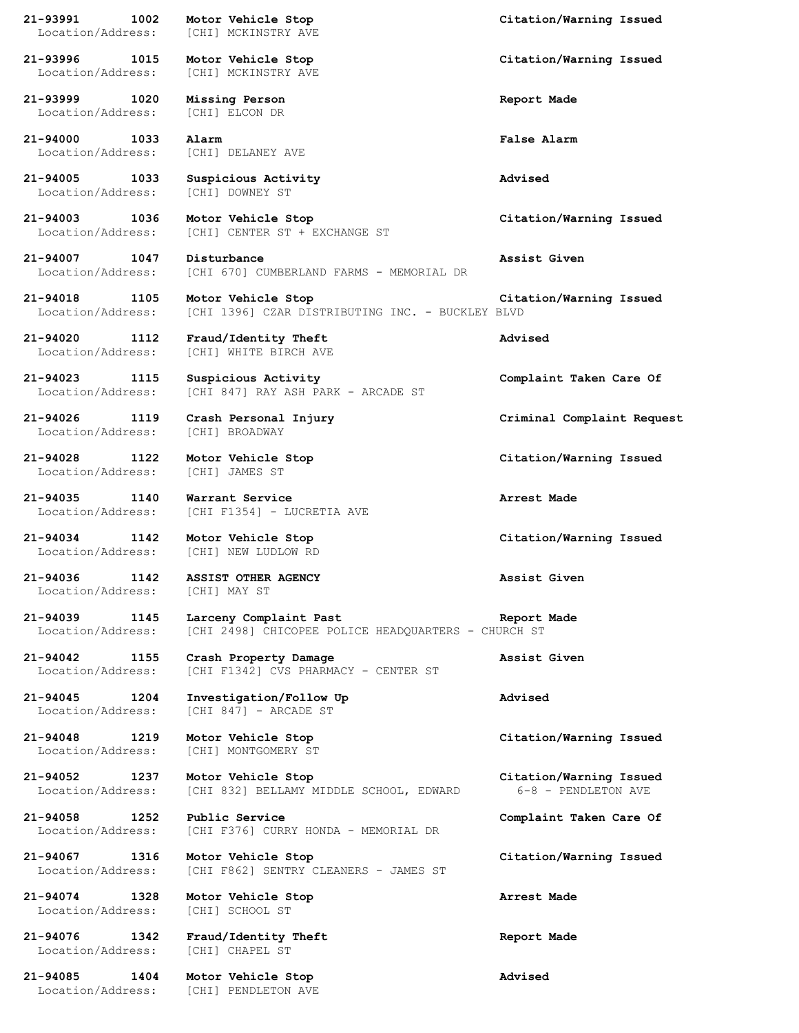**21-93991 1002 Motor Vehicle Stop Citation/Warning Issued**
Location/Address: [CHI] MCKINSTRY AVE

**21-93996 1015 Motor Vehicle Stop Citation/Warning Issued**
Location/Address: [CHI] MCKINSTRY AVE

**21-93999 1020 Missing Person Report Made**
Location/Address: [CHI] ELCON DR

**21-94000 1033 Alarm False Alarm**
Location/Address: [CHI] DELANEY AVE

**21-94005 1033 Suspicious Activity Advised**
Location/Address: [CHI] DOWNEY ST

**21-94003 1036 Motor Vehicle Stop Citation/Warning Issued**
Location/Address: [CHI] CENTER ST + EXCHANGE ST

**21-94007 1047 Disturbance Assist Given**
Location/Address: [CHI 670] CUMBERLAND FARMS - MEMORIAL DR

**21-94018 1105 Motor Vehicle Stop Citation/Warning Issued**
Location/Address: [CHI 1396] CZAR DISTRIBUTING INC. - BUCKLEY BLVD

**21-94020 1112 Fraud/Identity Theft Advised**
Location/Address: [CHI] WHITE BIRCH AVE

**21-94023 1115 Suspicious Activity Complaint Taken Care Of**
Location/Address: [CHI 847] RAY ASH PARK - ARCADE ST

**21-94026 1119 Crash Personal Injury Criminal Complaint Request**
Location/Address: [CHI] BROADWAY

**21-94028 1122 Motor Vehicle Stop Citation/Warning Issued**
Location/Address: [CHI] JAMES ST

**21-94035 1140 Warrant Service Arrest Made**
Location/Address: [CHI F1354] - LUCRETIA AVE

**21-94034 1142 Motor Vehicle Stop Citation/Warning Issued**
Location/Address: [CHI] NEW LUDLOW RD

**21-94036 1142 ASSIST OTHER AGENCY Assist Given**
Location/Address: [CHI] MAY ST

**21-94039 1145 Larceny Complaint Past Report Made**
Location/Address: [CHI 2498] CHICOPEE POLICE HEADQUARTERS - CHURCH ST

**21-94042 1155 Crash Property Damage Assist Given**
Location/Address: [CHI F1342] CVS PHARMACY - CENTER ST

**21-94045 1204 Investigation/Follow Up Advised**
Location/Address: [CHI 847] - ARCADE ST

**21-94048 1219 Motor Vehicle Stop Citation/Warning Issued**
Location/Address: [CHI] MONTGOMERY ST

**21-94052 1237 Motor Vehicle Stop Citation/Warning Issued**
Location/Address: [CHI 832] BELLAMY MIDDLE SCHOOL, EDWARD 6-8 - PENDLETON AVE

**21-94058 1252 Public Service Complaint Taken Care Of**
Location/Address: [CHI F376] CURRY HONDA - MEMORIAL DR

**21-94067 1316 Motor Vehicle Stop Citation/Warning Issued**
Location/Address: [CHI F862] SENTRY CLEANERS - JAMES ST

**21-94074 1328 Motor Vehicle Stop Arrest Made**
Location/Address: [CHI] SCHOOL ST

**21-94076 1342 Fraud/Identity Theft Report Made**
Location/Address: [CHI] CHAPEL ST

**21-94085 1404 Motor Vehicle Stop Advised**
Location/Address: [CHI] PENDLETON AVE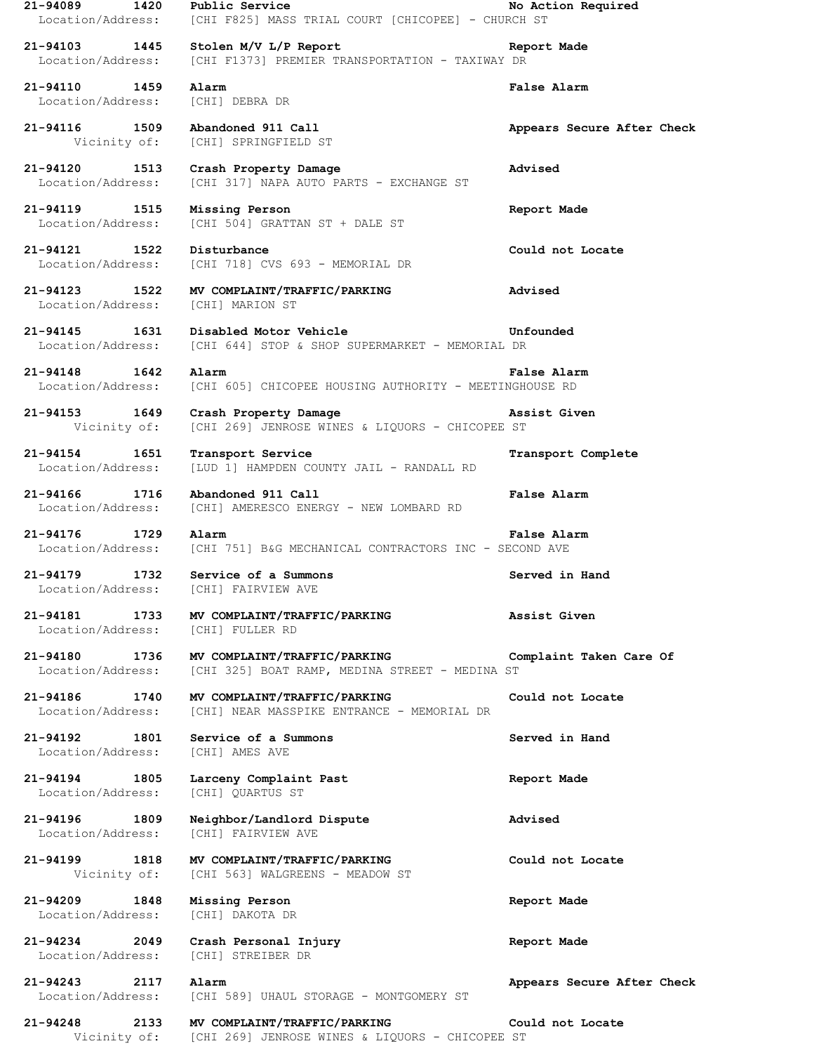**21-94089 1420 Public Service No Action Required**
Location/Address: [CHI F825] MASS TRIAL COURT [CHICOPEE] - CHURCH ST

**21-94103 1445 Stolen M/V L/P Report Report Made**
Location/Address: [CHI F1373] PREMIER TRANSPORTATION - TAXIWAY DR

**21-94110 1459 Alarm False Alarm**
Location/Address: [CHI] DEBRA DR

**21-94116 1509 Abandoned 911 Call Appears Secure After Check**
Vicinity of: [CHI] SPRINGFIELD ST

**21-94120 1513 Crash Property Damage Advised**
Location/Address: [CHI 317] NAPA AUTO PARTS - EXCHANGE ST

**21-94119 1515 Missing Person Report Made**
Location/Address: [CHI 504] GRATTAN ST + DALE ST

**21-94121 1522 Disturbance Could not Locate**
Location/Address: [CHI 718] CVS 693 - MEMORIAL DR

**21-94123 1522 MV COMPLAINT/TRAFFIC/PARKING Advised**
Location/Address: [CHI] MARION ST

**21-94145 1631 Disabled Motor Vehicle Unfounded**
Location/Address: [CHI 644] STOP & SHOP SUPERMARKET - MEMORIAL DR

**21-94148 1642 Alarm False Alarm**
Location/Address: [CHI 605] CHICOPEE HOUSING AUTHORITY - MEETINGHOUSE RD

**21-94153 1649 Crash Property Damage Assist Given**
Vicinity of: [CHI 269] JENROSE WINES & LIQUORS - CHICOPEE ST

**21-94154 1651 Transport Service Transport Complete**
Location/Address: [LUD 1] HAMPDEN COUNTY JAIL - RANDALL RD

**21-94166 1716 Abandoned 911 Call False Alarm**
Location/Address: [CHI] AMERESCO ENERGY - NEW LOMBARD RD

**21-94176 1729 Alarm False Alarm**
Location/Address: [CHI 751] B&G MECHANICAL CONTRACTORS INC - SECOND AVE

**21-94179 1732 Service of a Summons Served in Hand**
Location/Address: [CHI] FAIRVIEW AVE

**21-94181 1733 MV COMPLAINT/TRAFFIC/PARKING Assist Given**
Location/Address: [CHI] FULLER RD

**21-94180 1736 MV COMPLAINT/TRAFFIC/PARKING Complaint Taken Care Of**
Location/Address: [CHI 325] BOAT RAMP, MEDINA STREET - MEDINA ST

**21-94186 1740 MV COMPLAINT/TRAFFIC/PARKING Could not Locate**
Location/Address: [CHI] NEAR MASSPIKE ENTRANCE - MEMORIAL DR

**21-94192 1801 Service of a Summons Served in Hand**
Location/Address: [CHI] AMES AVE

**21-94194 1805 Larceny Complaint Past Report Made**
Location/Address: [CHI] QUARTUS ST

**21-94196 1809 Neighbor/Landlord Dispute Advised**
Location/Address: [CHI] FAIRVIEW AVE

**21-94199 1818 MV COMPLAINT/TRAFFIC/PARKING Could not Locate**
Vicinity of: [CHI 563] WALGREENS - MEADOW ST

**21-94209 1848 Missing Person Report Made**
Location/Address: [CHI] DAKOTA DR

**21-94234 2049 Crash Personal Injury Report Made**
Location/Address: [CHI] STREIBER DR

**21-94243 2117 Alarm Appears Secure After Check**
Location/Address: [CHI 589] UHAUL STORAGE - MONTGOMERY ST

**21-94248 2133 MV COMPLAINT/TRAFFIC/PARKING Could not Locate**
Vicinity of: [CHI 269] JENROSE WINES & LIQUORS - CHICOPEE ST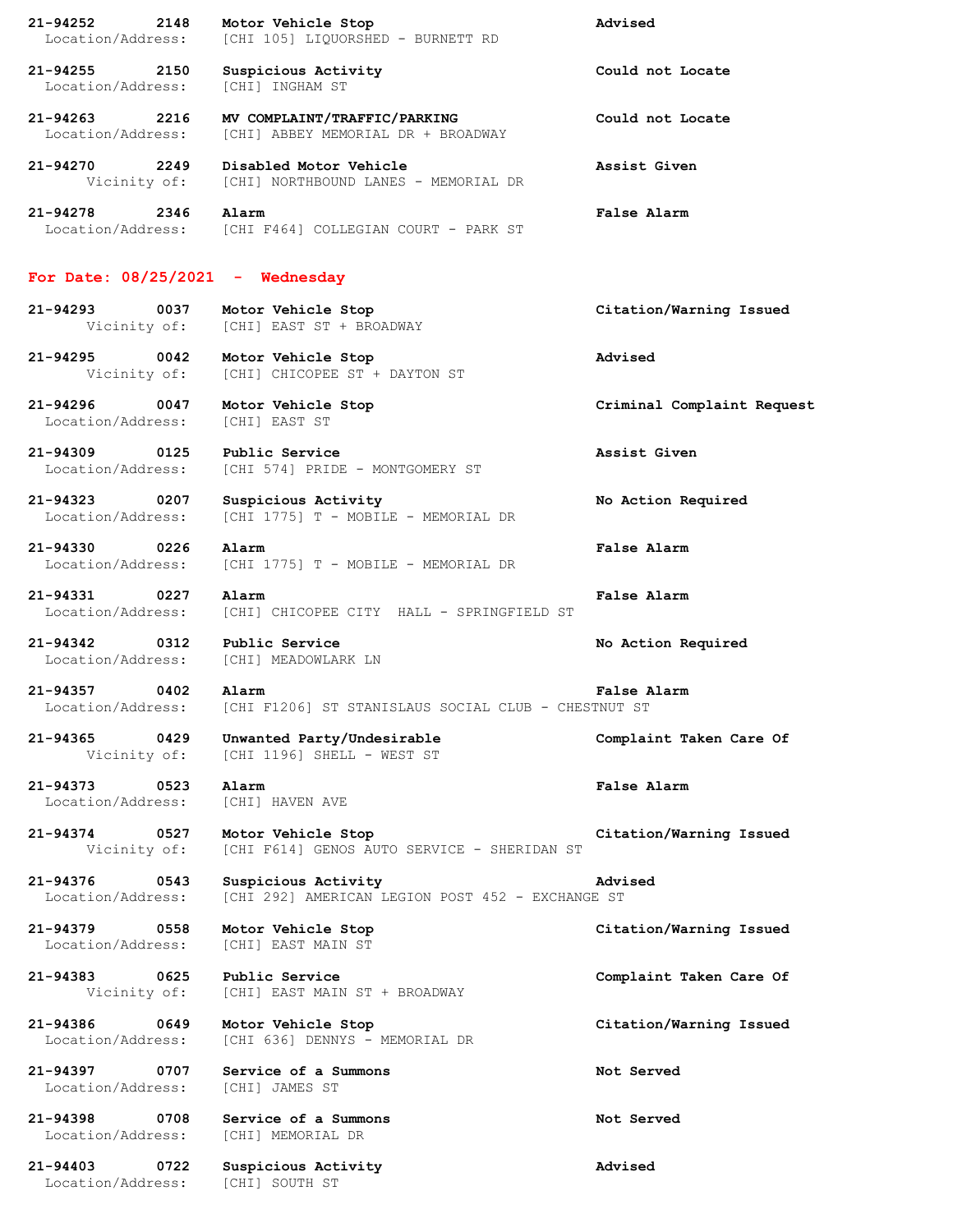**21-94252 2148 Motor Vehicle Stop** **Advised**
Location/Address: [CHI 105] LIQUORSHED - BURNETT RD

**21-94255 2150 Suspicious Activity** **Could not Locate**
Location/Address: [CHI] INGHAM ST

**21-94263 2216 MV COMPLAINT/TRAFFIC/PARKING** **Could not Locate**
Location/Address: [CHI] ABBEY MEMORIAL DR + BROADWAY

**21-94270 2249 Disabled Motor Vehicle** **Assist Given**
Vicinity of: [CHI] NORTHBOUND LANES - MEMORIAL DR

**21-94278 2346 Alarm** **False Alarm**
Location/Address: [CHI F464] COLLEGIAN COURT - PARK ST

## For Date: 08/25/2021 - Wednesday

**21-94293 0037 Motor Vehicle Stop** **Citation/Warning Issued**
Vicinity of: [CHI] EAST ST + BROADWAY

**21-94295 0042 Motor Vehicle Stop** **Advised**
Vicinity of: [CHI] CHICOPEE ST + DAYTON ST

**21-94296 0047 Motor Vehicle Stop** **Criminal Complaint Request**
Location/Address: [CHI] EAST ST

**21-94309 0125 Public Service** **Assist Given**
Location/Address: [CHI 574] PRIDE - MONTGOMERY ST

**21-94323 0207 Suspicious Activity** **No Action Required**
Location/Address: [CHI 1775] T - MOBILE - MEMORIAL DR

**21-94330 0226 Alarm** **False Alarm**
Location/Address: [CHI 1775] T - MOBILE - MEMORIAL DR

**21-94331 0227 Alarm** **False Alarm**
Location/Address: [CHI] CHICOPEE CITY HALL - SPRINGFIELD ST

**21-94342 0312 Public Service** **No Action Required**
Location/Address: [CHI] MEADOWLARK LN

**21-94357 0402 Alarm** **False Alarm**
Location/Address: [CHI F1206] ST STANISLAUS SOCIAL CLUB - CHESTNUT ST

**21-94365 0429 Unwanted Party/Undesirable** **Complaint Taken Care Of**
Vicinity of: [CHI 1196] SHELL - WEST ST

**21-94373 0523 Alarm** **False Alarm**
Location/Address: [CHI] HAVEN AVE

**21-94374 0527 Motor Vehicle Stop** **Citation/Warning Issued**
Vicinity of: [CHI F614] GENOS AUTO SERVICE - SHERIDAN ST

**21-94376 0543 Suspicious Activity** **Advised**
Location/Address: [CHI 292] AMERICAN LEGION POST 452 - EXCHANGE ST

**21-94379 0558 Motor Vehicle Stop** **Citation/Warning Issued**
Location/Address: [CHI] EAST MAIN ST

**21-94383 0625 Public Service** **Complaint Taken Care Of**
Vicinity of: [CHI] EAST MAIN ST + BROADWAY

**21-94386 0649 Motor Vehicle Stop** **Citation/Warning Issued**
Location/Address: [CHI 636] DENNYS - MEMORIAL DR

**21-94397 0707 Service of a Summons** **Not Served**
Location/Address: [CHI] JAMES ST

**21-94398 0708 Service of a Summons** **Not Served**
Location/Address: [CHI] MEMORIAL DR

**21-94403 0722 Suspicious Activity** **Advised**
Location/Address: [CHI] SOUTH ST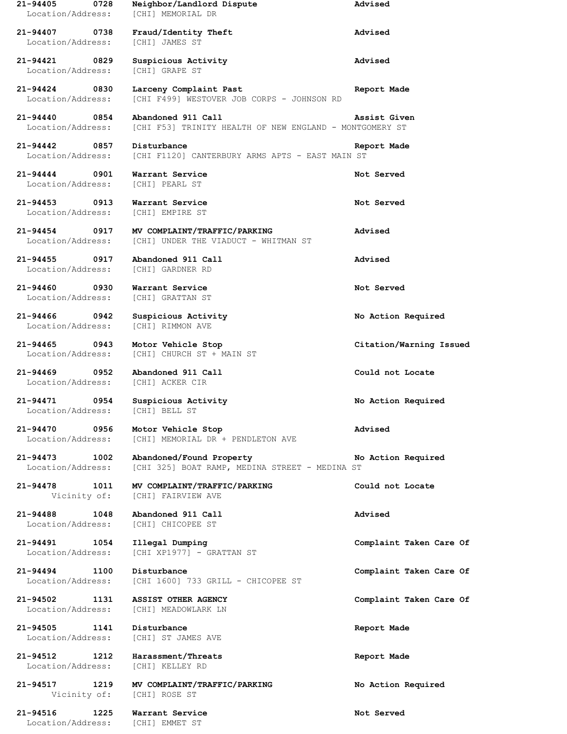**21-94405 0728 Neighbor/Landlord Dispute Advised**
Location/Address: [CHI] MEMORIAL DR

**21-94407 0738 Fraud/Identity Theft Advised**
Location/Address: [CHI] JAMES ST

**21-94421 0829 Suspicious Activity Advised**
Location/Address: [CHI] GRAPE ST

**21-94424 0830 Larceny Complaint Past Report Made**
Location/Address: [CHI F499] WESTOVER JOB CORPS - JOHNSON RD

**21-94440 0854 Abandoned 911 Call Assist Given**
Location/Address: [CHI F53] TRINITY HEALTH OF NEW ENGLAND - MONTGOMERY ST

**21-94442 0857 Disturbance Report Made**
Location/Address: [CHI F1120] CANTERBURY ARMS APTS - EAST MAIN ST

**21-94444 0901 Warrant Service Not Served**
Location/Address: [CHI] PEARL ST

**21-94453 0913 Warrant Service Not Served**
Location/Address: [CHI] EMPIRE ST

**21-94454 0917 MV COMPLAINT/TRAFFIC/PARKING Advised**
Location/Address: [CHI] UNDER THE VIADUCT - WHITMAN ST

**21-94455 0917 Abandoned 911 Call Advised**
Location/Address: [CHI] GARDNER RD

**21-94460 0930 Warrant Service Not Served**
Location/Address: [CHI] GRATTAN ST

**21-94466 0942 Suspicious Activity No Action Required**
Location/Address: [CHI] RIMMON AVE

**21-94465 0943 Motor Vehicle Stop Citation/Warning Issued**
Location/Address: [CHI] CHURCH ST + MAIN ST

**21-94469 0952 Abandoned 911 Call Could not Locate**
Location/Address: [CHI] ACKER CIR

**21-94471 0954 Suspicious Activity No Action Required**
Location/Address: [CHI] BELL ST

**21-94470 0956 Motor Vehicle Stop Advised**
Location/Address: [CHI] MEMORIAL DR + PENDLETON AVE

**21-94473 1002 Abandoned/Found Property No Action Required**
Location/Address: [CHI 325] BOAT RAMP, MEDINA STREET - MEDINA ST

**21-94478 1011 MV COMPLAINT/TRAFFIC/PARKING Could not Locate**
Vicinity of: [CHI] FAIRVIEW AVE

**21-94488 1048 Abandoned 911 Call Advised**
Location/Address: [CHI] CHICOPEE ST

**21-94491 1054 Illegal Dumping Complaint Taken Care Of**
Location/Address: [CHI XP1977] - GRATTAN ST

**21-94494 1100 Disturbance Complaint Taken Care Of**
Location/Address: [CHI 1600] 733 GRILL - CHICOPEE ST

**21-94502 1131 ASSIST OTHER AGENCY Complaint Taken Care Of**
Location/Address: [CHI] MEADOWLARK LN

**21-94505 1141 Disturbance Report Made**
Location/Address: [CHI] ST JAMES AVE

**21-94512 1212 Harassment/Threats Report Made**
Location/Address: [CHI] KELLEY RD

**21-94517 1219 MV COMPLAINT/TRAFFIC/PARKING No Action Required**
Vicinity of: [CHI] ROSE ST

**21-94516 1225 Warrant Service Not Served**
Location/Address: [CHI] EMMET ST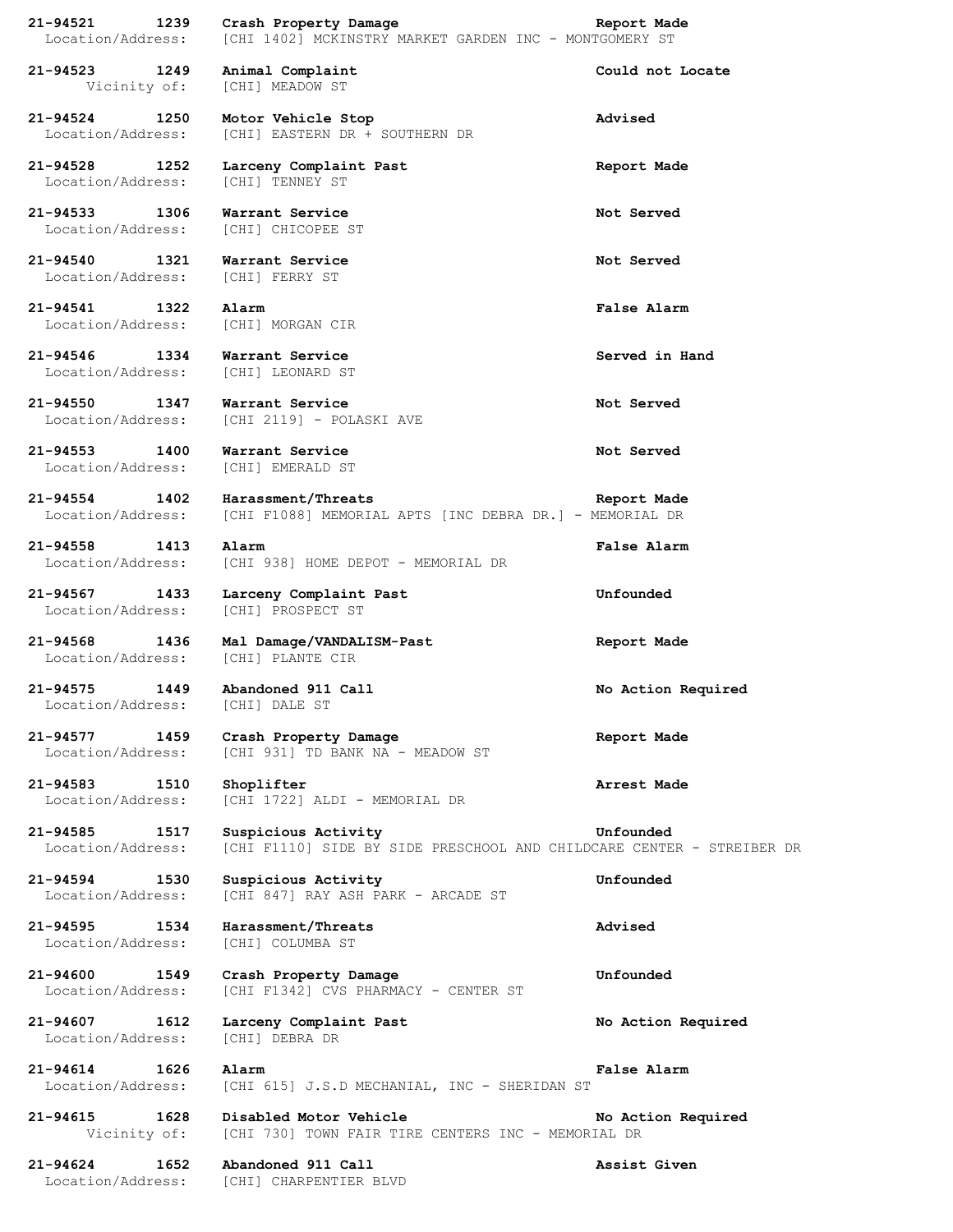**21-94521 1239 Crash Property Damage Report Made**
Location/Address: [CHI 1402] MCKINSTRY MARKET GARDEN INC - MONTGOMERY ST

**21-94523 1249 Animal Complaint Could not Locate**
Vicinity of: [CHI] MEADOW ST

**21-94524 1250 Motor Vehicle Stop Advised**
Location/Address: [CHI] EASTERN DR + SOUTHERN DR

**21-94528 1252 Larceny Complaint Past Report Made**
Location/Address: [CHI] TENNEY ST

**21-94533 1306 Warrant Service Not Served**
Location/Address: [CHI] CHICOPEE ST

**21-94540 1321 Warrant Service Not Served**
Location/Address: [CHI] FERRY ST

**21-94541 1322 Alarm False Alarm**
Location/Address: [CHI] MORGAN CIR

**21-94546 1334 Warrant Service Served in Hand**
Location/Address: [CHI] LEONARD ST

**21-94550 1347 Warrant Service Not Served**
Location/Address: [CHI 2119] - POLASKI AVE

**21-94553 1400 Warrant Service Not Served**
Location/Address: [CHI] EMERALD ST

**21-94554 1402 Harassment/Threats Report Made**
Location/Address: [CHI F1088] MEMORIAL APTS [INC DEBRA DR.] - MEMORIAL DR

**21-94558 1413 Alarm False Alarm**
Location/Address: [CHI 938] HOME DEPOT - MEMORIAL DR

**21-94567 1433 Larceny Complaint Past Unfounded**
Location/Address: [CHI] PROSPECT ST

**21-94568 1436 Mal Damage/VANDALISM-Past Report Made**
Location/Address: [CHI] PLANTE CIR

**21-94575 1449 Abandoned 911 Call No Action Required**
Location/Address: [CHI] DALE ST

**21-94577 1459 Crash Property Damage Report Made**
Location/Address: [CHI 931] TD BANK NA - MEADOW ST

**21-94583 1510 Shoplifter Arrest Made**
Location/Address: [CHI 1722] ALDI - MEMORIAL DR

**21-94585 1517 Suspicious Activity Unfounded**
Location/Address: [CHI F1110] SIDE BY SIDE PRESCHOOL AND CHILDCARE CENTER - STREIBER DR

**21-94594 1530 Suspicious Activity Unfounded**
Location/Address: [CHI 847] RAY ASH PARK - ARCADE ST

**21-94595 1534 Harassment/Threats Advised**
Location/Address: [CHI] COLUMBA ST

**21-94600 1549 Crash Property Damage Unfounded**
Location/Address: [CHI F1342] CVS PHARMACY - CENTER ST

**21-94607 1612 Larceny Complaint Past No Action Required**
Location/Address: [CHI] DEBRA DR

**21-94614 1626 Alarm False Alarm**
Location/Address: [CHI 615] J.S.D MECHANIAL, INC - SHERIDAN ST

**21-94615 1628 Disabled Motor Vehicle No Action Required**
Vicinity of: [CHI 730] TOWN FAIR TIRE CENTERS INC - MEMORIAL DR

**21-94624 1652 Abandoned 911 Call Assist Given**
Location/Address: [CHI] CHARPENTIER BLVD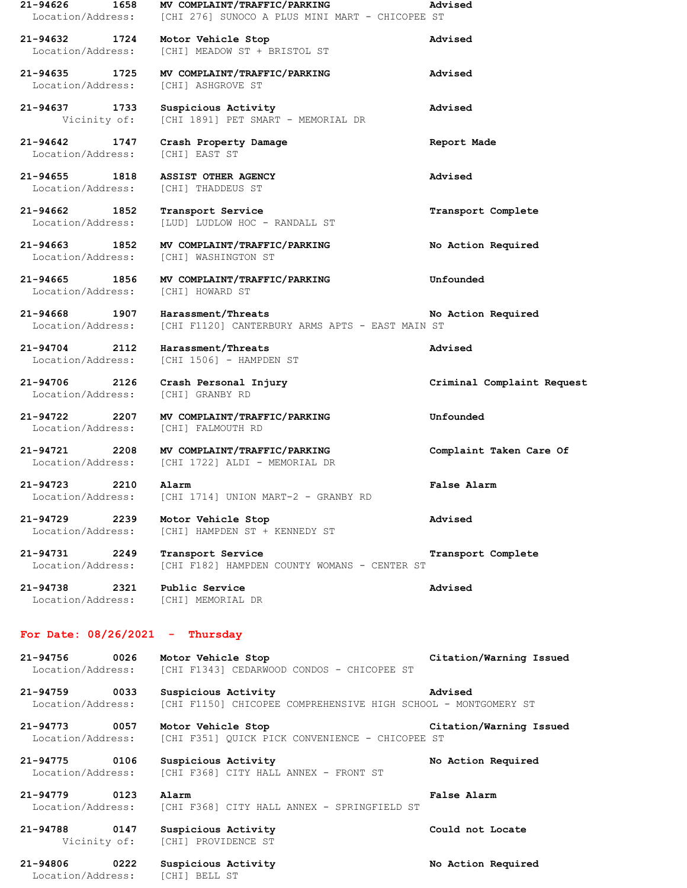**21-94626 1658 MV COMPLAINT/TRAFFIC/PARKING Advised**
Location/Address: [CHI 276] SUNOCO A PLUS MINI MART - CHICOPEE ST

**21-94632 1724 Motor Vehicle Stop Advised**
Location/Address: [CHI] MEADOW ST + BRISTOL ST

**21-94635 1725 MV COMPLAINT/TRAFFIC/PARKING Advised**
Location/Address: [CHI] ASHGROVE ST

**21-94637 1733 Suspicious Activity Advised**
Vicinity of: [CHI 1891] PET SMART - MEMORIAL DR

**21-94642 1747 Crash Property Damage Report Made**
Location/Address: [CHI] EAST ST

**21-94655 1818 ASSIST OTHER AGENCY Advised**
Location/Address: [CHI] THADDEUS ST

**21-94662 1852 Transport Service Transport Complete**
Location/Address: [LUD] LUDLOW HOC - RANDALL ST

**21-94663 1852 MV COMPLAINT/TRAFFIC/PARKING No Action Required**
Location/Address: [CHI] WASHINGTON ST

**21-94665 1856 MV COMPLAINT/TRAFFIC/PARKING Unfounded**
Location/Address: [CHI] HOWARD ST

**21-94668 1907 Harassment/Threats No Action Required**
Location/Address: [CHI F1120] CANTERBURY ARMS APTS - EAST MAIN ST

**21-94704 2112 Harassment/Threats Advised**
Location/Address: [CHI 1506] - HAMPDEN ST

**21-94706 2126 Crash Personal Injury Criminal Complaint Request**
Location/Address: [CHI] GRANBY RD

**21-94722 2207 MV COMPLAINT/TRAFFIC/PARKING Unfounded**
Location/Address: [CHI] FALMOUTH RD

**21-94721 2208 MV COMPLAINT/TRAFFIC/PARKING Complaint Taken Care Of**
Location/Address: [CHI 1722] ALDI - MEMORIAL DR

**21-94723 2210 Alarm False Alarm**
Location/Address: [CHI 1714] UNION MART-2 - GRANBY RD

**21-94729 2239 Motor Vehicle Stop Advised**
Location/Address: [CHI] HAMPDEN ST + KENNEDY ST

**21-94731 2249 Transport Service Transport Complete**
Location/Address: [CHI F182] HAMPDEN COUNTY WOMANS - CENTER ST

**21-94738 2321 Public Service Advised**
Location/Address: [CHI] MEMORIAL DR

## For Date: 08/26/2021 - Thursday

**21-94756 0026 Motor Vehicle Stop Citation/Warning Issued**
Location/Address: [CHI F1343] CEDARWOOD CONDOS - CHICOPEE ST

**21-94759 0033 Suspicious Activity Advised**
Location/Address: [CHI F1150] CHICOPEE COMPREHENSIVE HIGH SCHOOL - MONTGOMERY ST

**21-94773 0057 Motor Vehicle Stop Citation/Warning Issued**
Location/Address: [CHI F351] QUICK PICK CONVENIENCE - CHICOPEE ST

**21-94775 0106 Suspicious Activity No Action Required**
Location/Address: [CHI F368] CITY HALL ANNEX - FRONT ST

**21-94779 0123 Alarm False Alarm**
Location/Address: [CHI F368] CITY HALL ANNEX - SPRINGFIELD ST

**21-94788 0147 Suspicious Activity Could not Locate**
Vicinity of: [CHI] PROVIDENCE ST

**21-94806 0222 Suspicious Activity No Action Required**
Location/Address: [CHI] BELL ST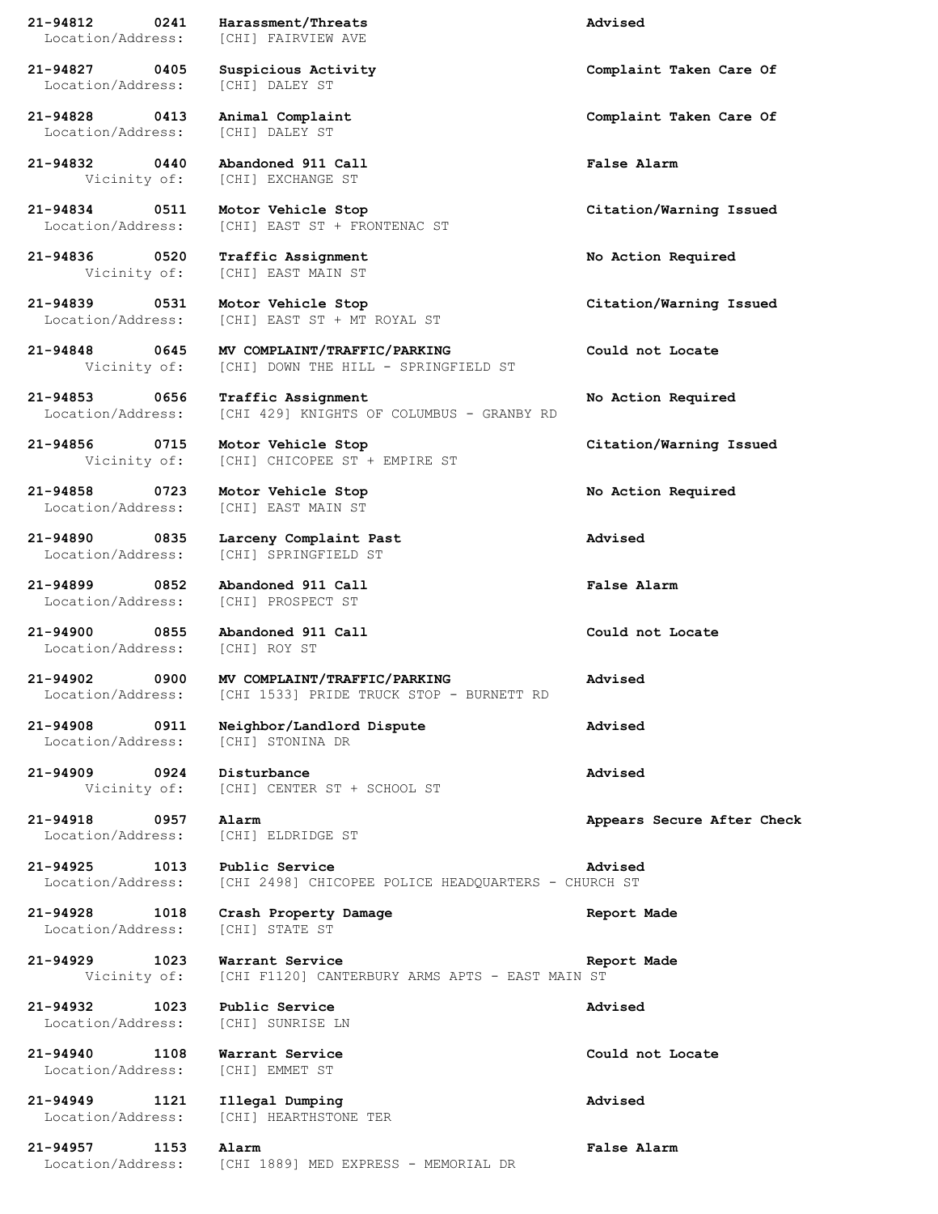**21-94812 0241 Harassment/Threats** **Advised**
Location/Address: [CHI] FAIRVIEW AVE

**21-94827 0405 Suspicious Activity** **Complaint Taken Care Of**
Location/Address: [CHI] DALEY ST

**21-94828 0413 Animal Complaint** **Complaint Taken Care Of**
Location/Address: [CHI] DALEY ST

**21-94832 0440 Abandoned 911 Call** **False Alarm**
Vicinity of: [CHI] EXCHANGE ST

**21-94834 0511 Motor Vehicle Stop** **Citation/Warning Issued**
Location/Address: [CHI] EAST ST + FRONTENAC ST

**21-94836 0520 Traffic Assignment** **No Action Required**
Vicinity of: [CHI] EAST MAIN ST

**21-94839 0531 Motor Vehicle Stop** **Citation/Warning Issued**
Location/Address: [CHI] EAST ST + MT ROYAL ST

**21-94848 0645 MV COMPLAINT/TRAFFIC/PARKING** **Could not Locate**
Vicinity of: [CHI] DOWN THE HILL - SPRINGFIELD ST

**21-94853 0656 Traffic Assignment** **No Action Required**
Location/Address: [CHI 429] KNIGHTS OF COLUMBUS - GRANBY RD

**21-94856 0715 Motor Vehicle Stop** **Citation/Warning Issued**
Vicinity of: [CHI] CHICOPEE ST + EMPIRE ST

**21-94858 0723 Motor Vehicle Stop** **No Action Required**
Location/Address: [CHI] EAST MAIN ST

**21-94890 0835 Larceny Complaint Past** **Advised**
Location/Address: [CHI] SPRINGFIELD ST

**21-94899 0852 Abandoned 911 Call** **False Alarm**
Location/Address: [CHI] PROSPECT ST

**21-94900 0855 Abandoned 911 Call** **Could not Locate**
Location/Address: [CHI] ROY ST

**21-94902 0900 MV COMPLAINT/TRAFFIC/PARKING** **Advised**
Location/Address: [CHI 1533] PRIDE TRUCK STOP - BURNETT RD

**21-94908 0911 Neighbor/Landlord Dispute** **Advised**
Location/Address: [CHI] STONINA DR

**21-94909 0924 Disturbance** **Advised**
Vicinity of: [CHI] CENTER ST + SCHOOL ST

**21-94918 0957 Alarm** **Appears Secure After Check**
Location/Address: [CHI] ELDRIDGE ST

**21-94925 1013 Public Service** **Advised**
Location/Address: [CHI 2498] CHICOPEE POLICE HEADQUARTERS - CHURCH ST

**21-94928 1018 Crash Property Damage** **Report Made**
Location/Address: [CHI] STATE ST

**21-94929 1023 Warrant Service** **Report Made**
Vicinity of: [CHI F1120] CANTERBURY ARMS APTS - EAST MAIN ST

**21-94932 1023 Public Service** **Advised**
Location/Address: [CHI] SUNRISE LN

**21-94940 1108 Warrant Service** **Could not Locate**
Location/Address: [CHI] EMMET ST

**21-94949 1121 Illegal Dumping** **Advised**
Location/Address: [CHI] HEARTHSTONE TER

**21-94957 1153 Alarm** **False Alarm**
Location/Address: [CHI 1889] MED EXPRESS - MEMORIAL DR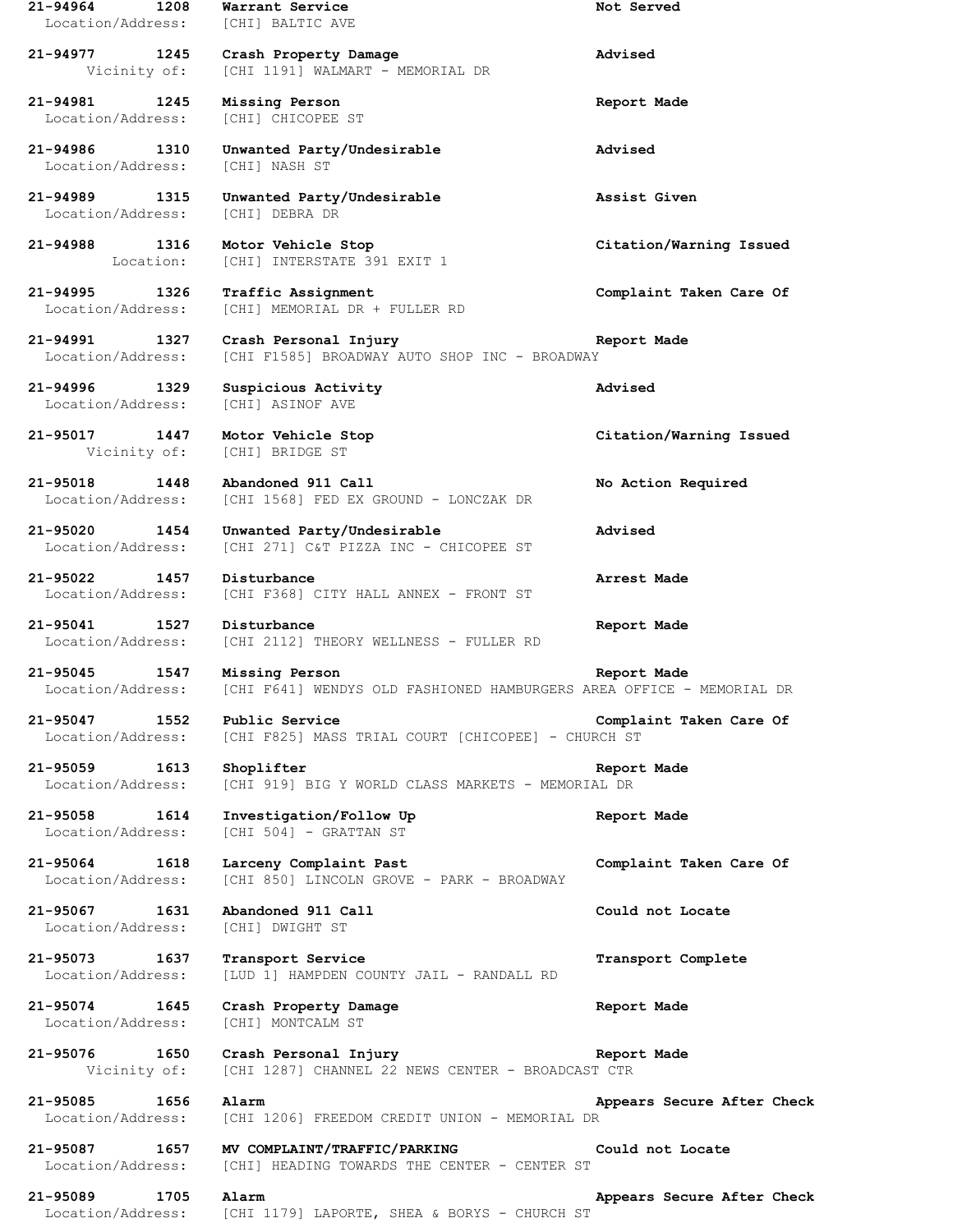**21-94964 1208 Warrant Service Not Served**
Location/Address: [CHI] BALTIC AVE

**21-94977 1245 Crash Property Damage Advised**
Vicinity of: [CHI 1191] WALMART - MEMORIAL DR

**21-94981 1245 Missing Person Report Made**
Location/Address: [CHI] CHICOPEE ST

**21-94986 1310 Unwanted Party/Undesirable Advised**
Location/Address: [CHI] NASH ST

**21-94989 1315 Unwanted Party/Undesirable Assist Given**
Location/Address: [CHI] DEBRA DR

**21-94988 1316 Motor Vehicle Stop Citation/Warning Issued**
Location: [CHI] INTERSTATE 391 EXIT 1

**21-94995 1326 Traffic Assignment Complaint Taken Care Of**
Location/Address: [CHI] MEMORIAL DR + FULLER RD

**21-94991 1327 Crash Personal Injury Report Made**
Location/Address: [CHI F1585] BROADWAY AUTO SHOP INC - BROADWAY

**21-94996 1329 Suspicious Activity Advised**
Location/Address: [CHI] ASINOF AVE

**21-95017 1447 Motor Vehicle Stop Citation/Warning Issued**
Vicinity of: [CHI] BRIDGE ST

**21-95018 1448 Abandoned 911 Call No Action Required**
Location/Address: [CHI 1568] FED EX GROUND - LONCZAK DR

**21-95020 1454 Unwanted Party/Undesirable Advised**
Location/Address: [CHI 271] C&T PIZZA INC - CHICOPEE ST

**21-95022 1457 Disturbance Arrest Made**
Location/Address: [CHI F368] CITY HALL ANNEX - FRONT ST

**21-95041 1527 Disturbance Report Made**
Location/Address: [CHI 2112] THEORY WELLNESS - FULLER RD

**21-95045 1547 Missing Person Report Made**
Location/Address: [CHI F641] WENDYS OLD FASHIONED HAMBURGERS AREA OFFICE - MEMORIAL DR

**21-95047 1552 Public Service Complaint Taken Care Of**
Location/Address: [CHI F825] MASS TRIAL COURT [CHICOPEE] - CHURCH ST

**21-95059 1613 Shoplifter Report Made**
Location/Address: [CHI 919] BIG Y WORLD CLASS MARKETS - MEMORIAL DR

**21-95058 1614 Investigation/Follow Up Report Made**
Location/Address: [CHI 504] - GRATTAN ST

**21-95064 1618 Larceny Complaint Past Complaint Taken Care Of**
Location/Address: [CHI 850] LINCOLN GROVE - PARK - BROADWAY

**21-95067 1631 Abandoned 911 Call Could not Locate**
Location/Address: [CHI] DWIGHT ST

**21-95073 1637 Transport Service Transport Complete**
Location/Address: [LUD 1] HAMPDEN COUNTY JAIL - RANDALL RD

**21-95074 1645 Crash Property Damage Report Made**
Location/Address: [CHI] MONTCALM ST

**21-95076 1650 Crash Personal Injury Report Made**
Vicinity of: [CHI 1287] CHANNEL 22 NEWS CENTER - BROADCAST CTR

**21-95085 1656 Alarm Appears Secure After Check**
Location/Address: [CHI 1206] FREEDOM CREDIT UNION - MEMORIAL DR

**21-95087 1657 MV COMPLAINT/TRAFFIC/PARKING Could not Locate**
Location/Address: [CHI] HEADING TOWARDS THE CENTER - CENTER ST

**21-95089 1705 Alarm Appears Secure After Check**
Location/Address: [CHI 1179] LAPORTE, SHEA & BORYS - CHURCH ST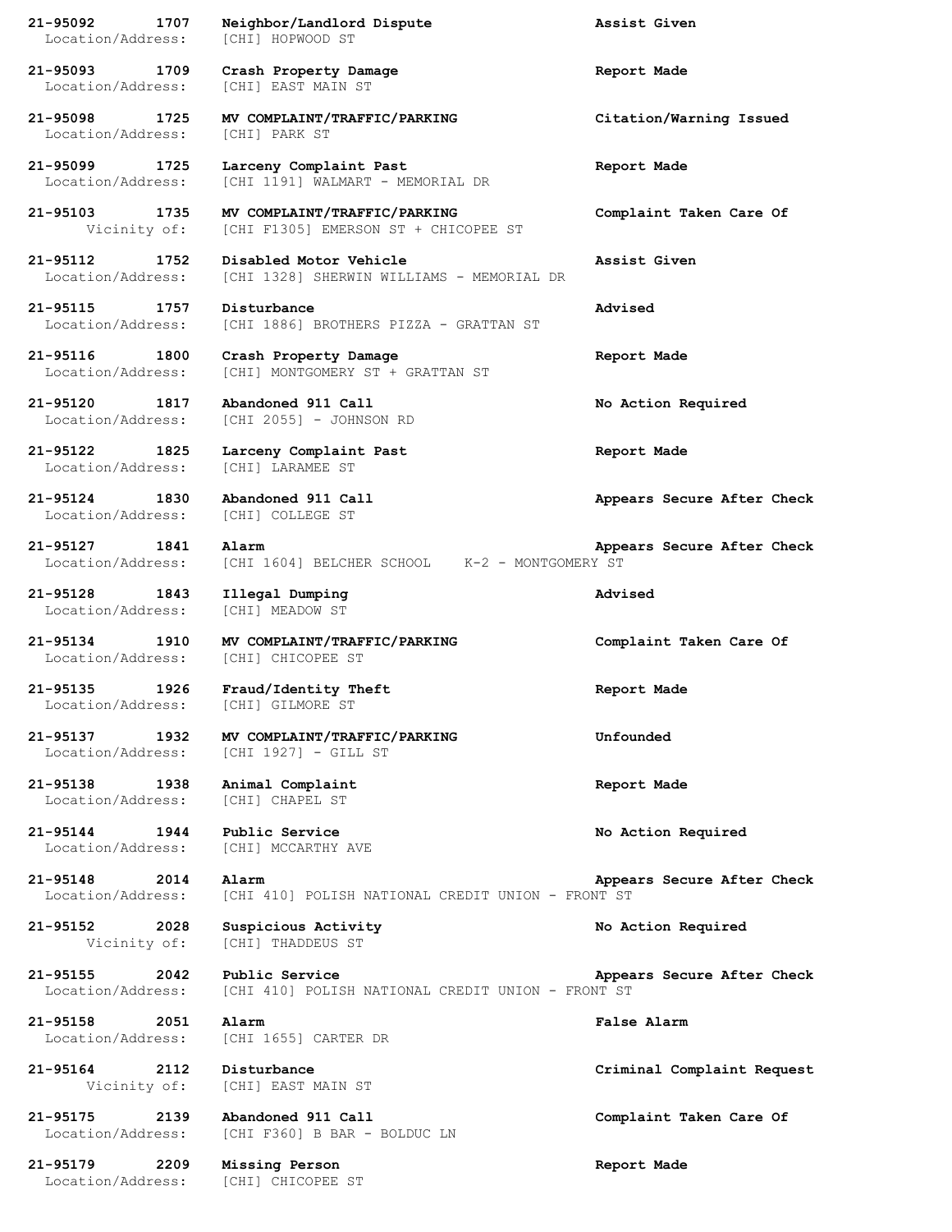**21-95092 1707 Neighbor/Landlord Dispute Assist Given**
Location/Address: [CHI] HOPWOOD ST

**21-95093 1709 Crash Property Damage Report Made**
Location/Address: [CHI] EAST MAIN ST

**21-95098 1725 MV COMPLAINT/TRAFFIC/PARKING Citation/Warning Issued**
Location/Address: [CHI] PARK ST

**21-95099 1725 Larceny Complaint Past Report Made**
Location/Address: [CHI 1191] WALMART - MEMORIAL DR

**21-95103 1735 MV COMPLAINT/TRAFFIC/PARKING Complaint Taken Care Of**
Vicinity of: [CHI F1305] EMERSON ST + CHICOPEE ST

**21-95112 1752 Disabled Motor Vehicle Assist Given**
Location/Address: [CHI 1328] SHERWIN WILLIAMS - MEMORIAL DR

**21-95115 1757 Disturbance Advised**
Location/Address: [CHI 1886] BROTHERS PIZZA - GRATTAN ST

**21-95116 1800 Crash Property Damage Report Made**
Location/Address: [CHI] MONTGOMERY ST + GRATTAN ST

**21-95120 1817 Abandoned 911 Call No Action Required**
Location/Address: [CHI 2055] - JOHNSON RD

**21-95122 1825 Larceny Complaint Past Report Made**
Location/Address: [CHI] LARAMEE ST

**21-95124 1830 Abandoned 911 Call Appears Secure After Check**
Location/Address: [CHI] COLLEGE ST

**21-95127 1841 Alarm Appears Secure After Check**
Location/Address: [CHI 1604] BELCHER SCHOOL K-2 - MONTGOMERY ST

**21-95128 1843 Illegal Dumping Advised**
Location/Address: [CHI] MEADOW ST

**21-95134 1910 MV COMPLAINT/TRAFFIC/PARKING Complaint Taken Care Of**
Location/Address: [CHI] CHICOPEE ST

**21-95135 1926 Fraud/Identity Theft Report Made**
Location/Address: [CHI] GILMORE ST

**21-95137 1932 MV COMPLAINT/TRAFFIC/PARKING Unfounded**
Location/Address: [CHI 1927] - GILL ST

**21-95138 1938 Animal Complaint Report Made**
Location/Address: [CHI] CHAPEL ST

**21-95144 1944 Public Service No Action Required**
Location/Address: [CHI] MCCARTHY AVE

**21-95148 2014 Alarm Appears Secure After Check**
Location/Address: [CHI 410] POLISH NATIONAL CREDIT UNION - FRONT ST

**21-95152 2028 Suspicious Activity No Action Required**
Vicinity of: [CHI] THADDEUS ST

**21-95155 2042 Public Service Appears Secure After Check**
Location/Address: [CHI 410] POLISH NATIONAL CREDIT UNION - FRONT ST

**21-95158 2051 Alarm False Alarm**
Location/Address: [CHI 1655] CARTER DR

**21-95164 2112 Disturbance Criminal Complaint Request**
Vicinity of: [CHI] EAST MAIN ST

**21-95175 2139 Abandoned 911 Call Complaint Taken Care Of**
Location/Address: [CHI F360] B BAR - BOLDUC LN

**21-95179 2209 Missing Person Report Made**
Location/Address: [CHI] CHICOPEE ST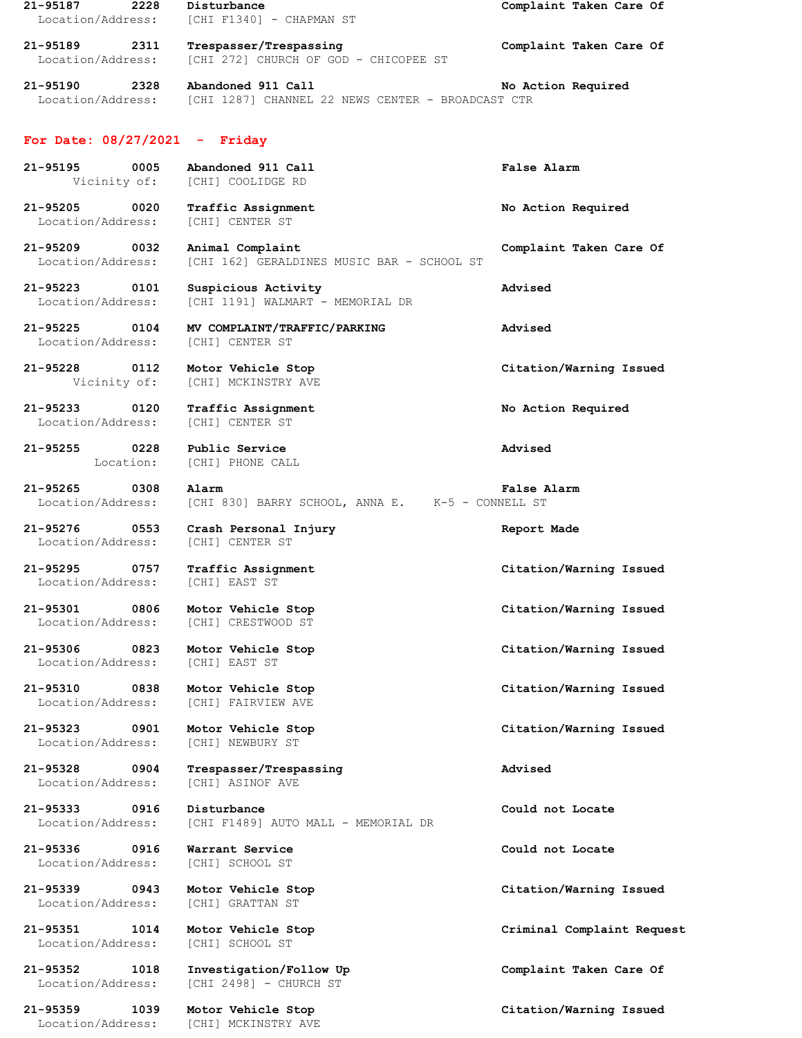**21-95187** **2228** **Disturbance** **Complaint Taken Care Of**
Location/Address: [CHI F1340] - CHAPMAN ST

**21-95189** **2311** **Trespasser/Trespassing** **Complaint Taken Care Of**
Location/Address: [CHI 272] CHURCH OF GOD - CHICOPEE ST

**21-95190** **2328** **Abandoned 911 Call** **No Action Required**
Location/Address: [CHI 1287] CHANNEL 22 NEWS CENTER - BROADCAST CTR

## For Date: 08/27/2021 - Friday

**21-95195** **0005** **Abandoned 911 Call** **False Alarm**
Vicinity of: [CHI] COOLIDGE RD

**21-95205** **0020** **Traffic Assignment** **No Action Required**
Location/Address: [CHI] CENTER ST

**21-95209** **0032** **Animal Complaint** **Complaint Taken Care Of**
Location/Address: [CHI 162] GERALDINES MUSIC BAR - SCHOOL ST

**21-95223** **0101** **Suspicious Activity** **Advised**
Location/Address: [CHI 1191] WALMART - MEMORIAL DR

**21-95225** **0104** **MV COMPLAINT/TRAFFIC/PARKING** **Advised**
Location/Address: [CHI] CENTER ST

**21-95228** **0112** **Motor Vehicle Stop** **Citation/Warning Issued**
Vicinity of: [CHI] MCKINSTRY AVE

**21-95233** **0120** **Traffic Assignment** **No Action Required**
Location/Address: [CHI] CENTER ST

**21-95255** **0228** **Public Service** **Advised**
Location: [CHI] PHONE CALL

**21-95265** **0308** **Alarm** **False Alarm**
Location/Address: [CHI 830] BARRY SCHOOL, ANNA E. K-5 - CONNELL ST

**21-95276** **0553** **Crash Personal Injury** **Report Made**
Location/Address: [CHI] CENTER ST

**21-95295** **0757** **Traffic Assignment** **Citation/Warning Issued**
Location/Address: [CHI] EAST ST

**21-95301** **0806** **Motor Vehicle Stop** **Citation/Warning Issued**
Location/Address: [CHI] CRESTWOOD ST

**21-95306** **0823** **Motor Vehicle Stop** **Citation/Warning Issued**
Location/Address: [CHI] EAST ST

**21-95310** **0838** **Motor Vehicle Stop** **Citation/Warning Issued**
Location/Address: [CHI] FAIRVIEW AVE

**21-95323** **0901** **Motor Vehicle Stop** **Citation/Warning Issued**
Location/Address: [CHI] NEWBURY ST

**21-95328** **0904** **Trespasser/Trespassing** **Advised**
Location/Address: [CHI] ASINOF AVE

**21-95333** **0916** **Disturbance** **Could not Locate**
Location/Address: [CHI F1489] AUTO MALL - MEMORIAL DR

**21-95336** **0916** **Warrant Service** **Could not Locate**
Location/Address: [CHI] SCHOOL ST

**21-95339** **0943** **Motor Vehicle Stop** **Citation/Warning Issued**
Location/Address: [CHI] GRATTAN ST

**21-95351** **1014** **Motor Vehicle Stop** **Criminal Complaint Request**
Location/Address: [CHI] SCHOOL ST

**21-95352** **1018** **Investigation/Follow Up** **Complaint Taken Care Of**
Location/Address: [CHI 2498] - CHURCH ST

**21-95359** **1039** **Motor Vehicle Stop** **Citation/Warning Issued**
Location/Address: [CHI] MCKINSTRY AVE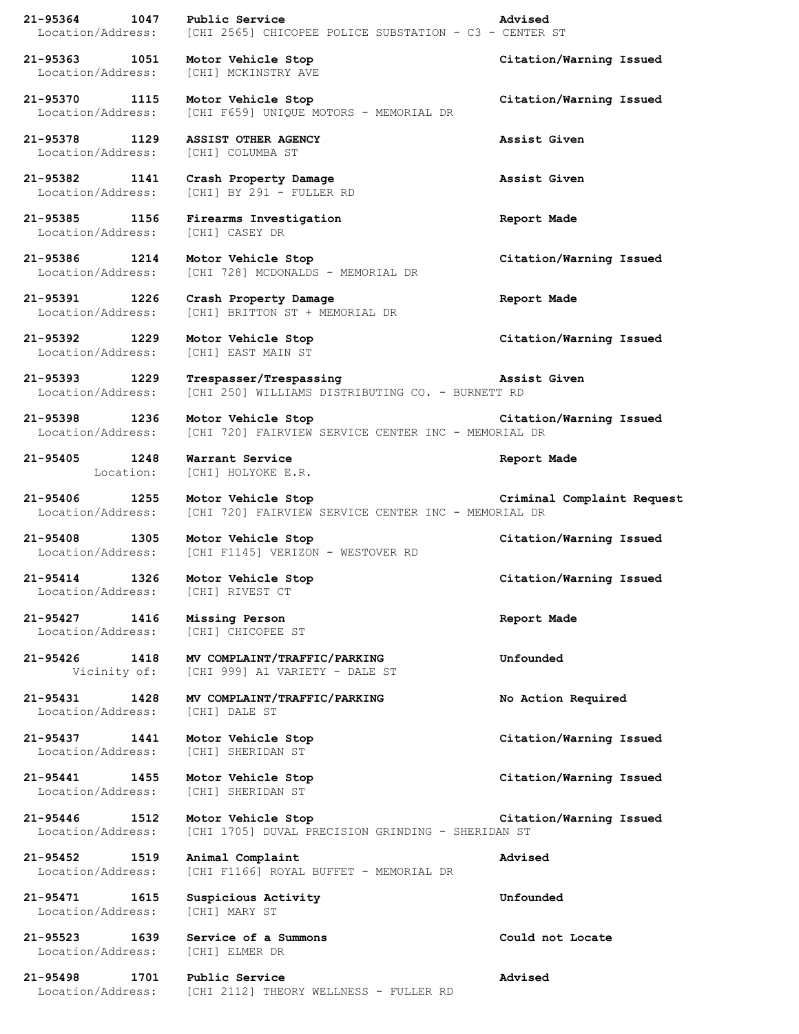**21-95364 1047 Public Service Advised**
Location/Address: [CHI 2565] CHICOPEE POLICE SUBSTATION - C3 - CENTER ST

**21-95363 1051 Motor Vehicle Stop Citation/Warning Issued**
Location/Address: [CHI] MCKINSTRY AVE

**21-95370 1115 Motor Vehicle Stop Citation/Warning Issued**
Location/Address: [CHI F659] UNIQUE MOTORS - MEMORIAL DR

**21-95378 1129 ASSIST OTHER AGENCY Assist Given**
Location/Address: [CHI] COLUMBA ST

**21-95382 1141 Crash Property Damage Assist Given**
Location/Address: [CHI] BY 291 - FULLER RD

**21-95385 1156 Firearms Investigation Report Made**
Location/Address: [CHI] CASEY DR

**21-95386 1214 Motor Vehicle Stop Citation/Warning Issued**
Location/Address: [CHI 728] MCDONALDS - MEMORIAL DR

**21-95391 1226 Crash Property Damage Report Made**
Location/Address: [CHI] BRITTON ST + MEMORIAL DR

**21-95392 1229 Motor Vehicle Stop Citation/Warning Issued**
Location/Address: [CHI] EAST MAIN ST

**21-95393 1229 Trespasser/Trespassing Assist Given**
Location/Address: [CHI 250] WILLIAMS DISTRIBUTING CO. - BURNETT RD

**21-95398 1236 Motor Vehicle Stop Citation/Warning Issued**
Location/Address: [CHI 720] FAIRVIEW SERVICE CENTER INC - MEMORIAL DR

**21-95405 1248 Warrant Service Report Made**
Location: [CHI] HOLYOKE E.R.

**21-95406 1255 Motor Vehicle Stop Criminal Complaint Request**
Location/Address: [CHI 720] FAIRVIEW SERVICE CENTER INC - MEMORIAL DR

**21-95408 1305 Motor Vehicle Stop Citation/Warning Issued**
Location/Address: [CHI F1145] VERIZON - WESTOVER RD

**21-95414 1326 Motor Vehicle Stop Citation/Warning Issued**
Location/Address: [CHI] RIVEST CT

**21-95427 1416 Missing Person Report Made**
Location/Address: [CHI] CHICOPEE ST

**21-95426 1418 MV COMPLAINT/TRAFFIC/PARKING Unfounded**
Vicinity of: [CHI 999] A1 VARIETY - DALE ST

**21-95431 1428 MV COMPLAINT/TRAFFIC/PARKING No Action Required**
Location/Address: [CHI] DALE ST

**21-95437 1441 Motor Vehicle Stop Citation/Warning Issued**
Location/Address: [CHI] SHERIDAN ST

**21-95441 1455 Motor Vehicle Stop Citation/Warning Issued**
Location/Address: [CHI] SHERIDAN ST

**21-95446 1512 Motor Vehicle Stop Citation/Warning Issued**
Location/Address: [CHI 1705] DUVAL PRECISION GRINDING - SHERIDAN ST

**21-95452 1519 Animal Complaint Advised**
Location/Address: [CHI F1166] ROYAL BUFFET - MEMORIAL DR

**21-95471 1615 Suspicious Activity Unfounded**
Location/Address: [CHI] MARY ST

**21-95523 1639 Service of a Summons Could not Locate**
Location/Address: [CHI] ELMER DR

**21-95498 1701 Public Service Advised**
Location/Address: [CHI 2112] THEORY WELLNESS - FULLER RD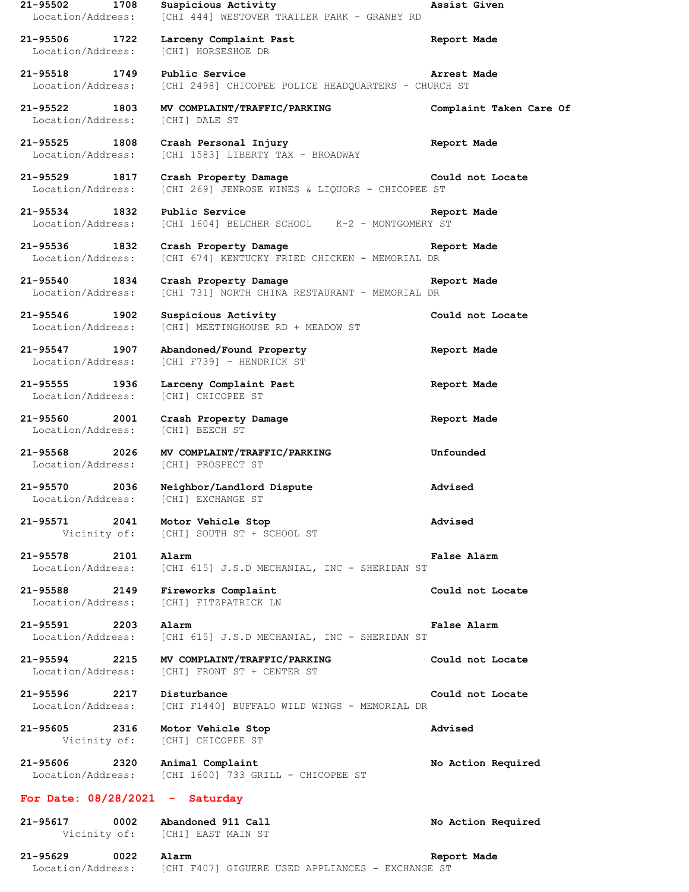**21-95502 1708 Suspicious Activity** **Assist Given**
Location/Address: [CHI 444] WESTOVER TRAILER PARK - GRANBY RD

**21-95506 1722 Larceny Complaint Past** **Report Made**
Location/Address: [CHI] HORSESHOE DR

**21-95518 1749 Public Service** **Arrest Made**
Location/Address: [CHI 2498] CHICOPEE POLICE HEADQUARTERS - CHURCH ST

**21-95522 1803 MV COMPLAINT/TRAFFIC/PARKING** **Complaint Taken Care Of**
Location/Address: [CHI] DALE ST

**21-95525 1808 Crash Personal Injury** **Report Made**
Location/Address: [CHI 1583] LIBERTY TAX - BROADWAY

**21-95529 1817 Crash Property Damage** **Could not Locate**
Location/Address: [CHI 269] JENROSE WINES & LIQUORS - CHICOPEE ST

**21-95534 1832 Public Service** **Report Made**
Location/Address: [CHI 1604] BELCHER SCHOOL K-2 - MONTGOMERY ST

**21-95536 1832 Crash Property Damage** **Report Made**
Location/Address: [CHI 674] KENTUCKY FRIED CHICKEN - MEMORIAL DR

**21-95540 1834 Crash Property Damage** **Report Made**
Location/Address: [CHI 731] NORTH CHINA RESTAURANT - MEMORIAL DR

**21-95546 1902 Suspicious Activity** **Could not Locate**
Location/Address: [CHI] MEETINGHOUSE RD + MEADOW ST

**21-95547 1907 Abandoned/Found Property** **Report Made**
Location/Address: [CHI F739] - HENDRICK ST

**21-95555 1936 Larceny Complaint Past** **Report Made**
Location/Address: [CHI] CHICOPEE ST

**21-95560 2001 Crash Property Damage** **Report Made**
Location/Address: [CHI] BEECH ST

**21-95568 2026 MV COMPLAINT/TRAFFIC/PARKING** **Unfounded**
Location/Address: [CHI] PROSPECT ST

**21-95570 2036 Neighbor/Landlord Dispute** **Advised**
Location/Address: [CHI] EXCHANGE ST

**21-95571 2041 Motor Vehicle Stop** **Advised**
Vicinity of: [CHI] SOUTH ST + SCHOOL ST

**21-95578 2101 Alarm** **False Alarm**
Location/Address: [CHI 615] J.S.D MECHANIAL, INC - SHERIDAN ST

**21-95588 2149 Fireworks Complaint** **Could not Locate**
Location/Address: [CHI] FITZPATRICK LN

**21-95591 2203 Alarm** **False Alarm**
Location/Address: [CHI 615] J.S.D MECHANIAL, INC - SHERIDAN ST

**21-95594 2215 MV COMPLAINT/TRAFFIC/PARKING** **Could not Locate**
Location/Address: [CHI] FRONT ST + CENTER ST

**21-95596 2217 Disturbance** **Could not Locate**
Location/Address: [CHI F1440] BUFFALO WILD WINGS - MEMORIAL DR

**21-95605 2316 Motor Vehicle Stop** **Advised**
Vicinity of: [CHI] CHICOPEE ST

**21-95606 2320 Animal Complaint** **No Action Required**
Location/Address: [CHI 1600] 733 GRILL - CHICOPEE ST

**For Date: 08/28/2021 - Saturday**

**21-95617 0002 Abandoned 911 Call** **No Action Required**
Vicinity of: [CHI] EAST MAIN ST

**21-95629 0022 Alarm** **Report Made**
Location/Address: [CHI F407] GIGUERE USED APPLIANCES - EXCHANGE ST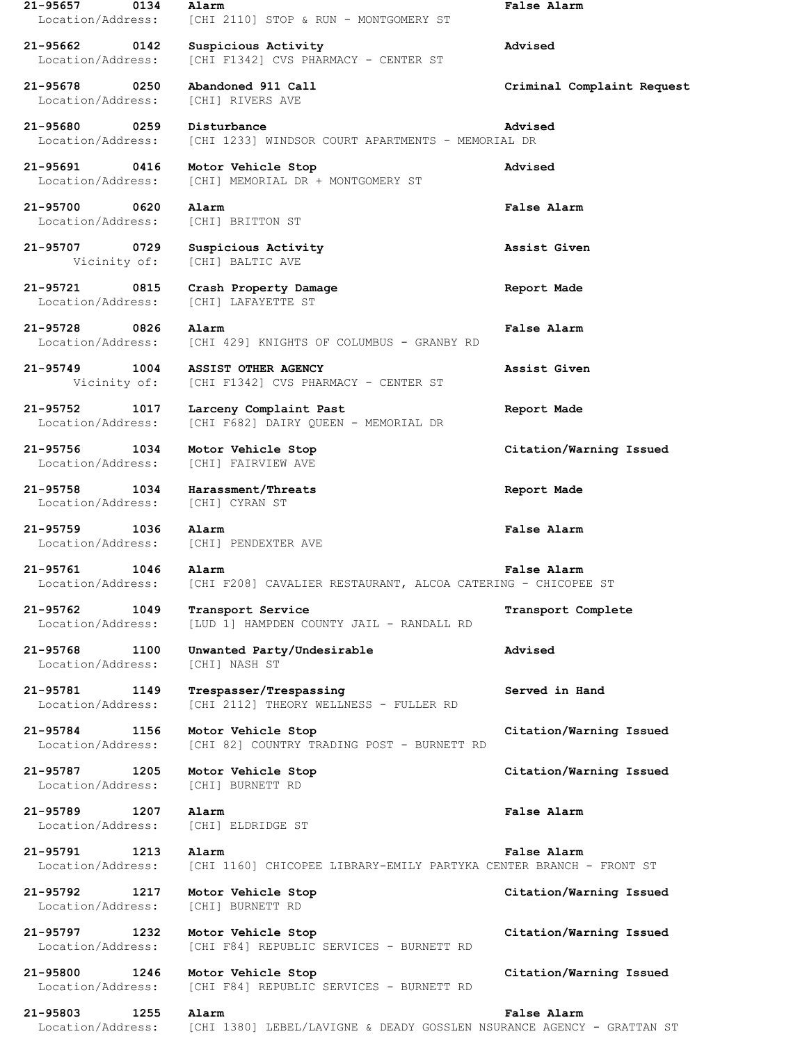**21-95657 0134 Alarm** **False Alarm**
Location/Address: [CHI 2110] STOP & RUN - MONTGOMERY ST

**21-95662 0142 Suspicious Activity** **Advised**
Location/Address: [CHI F1342] CVS PHARMACY - CENTER ST

**21-95678 0250 Abandoned 911 Call** **Criminal Complaint Request**
Location/Address: [CHI] RIVERS AVE

**21-95680 0259 Disturbance** **Advised**
Location/Address: [CHI 1233] WINDSOR COURT APARTMENTS - MEMORIAL DR

**21-95691 0416 Motor Vehicle Stop** **Advised**
Location/Address: [CHI] MEMORIAL DR + MONTGOMERY ST

**21-95700 0620 Alarm** **False Alarm**
Location/Address: [CHI] BRITTON ST

**21-95707 0729 Suspicious Activity** **Assist Given**
Vicinity of: [CHI] BALTIC AVE

**21-95721 0815 Crash Property Damage** **Report Made**
Location/Address: [CHI] LAFAYETTE ST

**21-95728 0826 Alarm** **False Alarm**
Location/Address: [CHI 429] KNIGHTS OF COLUMBUS - GRANBY RD

**21-95749 1004 ASSIST OTHER AGENCY** **Assist Given**
Vicinity of: [CHI F1342] CVS PHARMACY - CENTER ST

**21-95752 1017 Larceny Complaint Past** **Report Made**
Location/Address: [CHI F682] DAIRY QUEEN - MEMORIAL DR

**21-95756 1034 Motor Vehicle Stop** **Citation/Warning Issued**
Location/Address: [CHI] FAIRVIEW AVE

**21-95758 1034 Harassment/Threats** **Report Made**
Location/Address: [CHI] CYRAN ST

**21-95759 1036 Alarm** **False Alarm**
Location/Address: [CHI] PENDEXTER AVE

**21-95761 1046 Alarm** **False Alarm**
Location/Address: [CHI F208] CAVALIER RESTAURANT, ALCOA CATERING - CHICOPEE ST

**21-95762 1049 Transport Service** **Transport Complete**
Location/Address: [LUD 1] HAMPDEN COUNTY JAIL - RANDALL RD

**21-95768 1100 Unwanted Party/Undesirable** **Advised**
Location/Address: [CHI] NASH ST

**21-95781 1149 Trespasser/Trespassing** **Served in Hand**
Location/Address: [CHI 2112] THEORY WELLNESS - FULLER RD

**21-95784 1156 Motor Vehicle Stop** **Citation/Warning Issued**
Location/Address: [CHI 82] COUNTRY TRADING POST - BURNETT RD

**21-95787 1205 Motor Vehicle Stop** **Citation/Warning Issued**
Location/Address: [CHI] BURNETT RD

**21-95789 1207 Alarm** **False Alarm**
Location/Address: [CHI] ELDRIDGE ST

**21-95791 1213 Alarm** **False Alarm**
Location/Address: [CHI 1160] CHICOPEE LIBRARY-EMILY PARTYKA CENTER BRANCH - FRONT ST

**21-95792 1217 Motor Vehicle Stop** **Citation/Warning Issued**
Location/Address: [CHI] BURNETT RD

**21-95797 1232 Motor Vehicle Stop** **Citation/Warning Issued**
Location/Address: [CHI F84] REPUBLIC SERVICES - BURNETT RD

**21-95800 1246 Motor Vehicle Stop** **Citation/Warning Issued**
Location/Address: [CHI F84] REPUBLIC SERVICES - BURNETT RD

**21-95803 1255 Alarm** **False Alarm**
Location/Address: [CHI 1380] LEBEL/LAVIGNE & DEADY GOSSLEN NSURANCE AGENCY - GRATTAN ST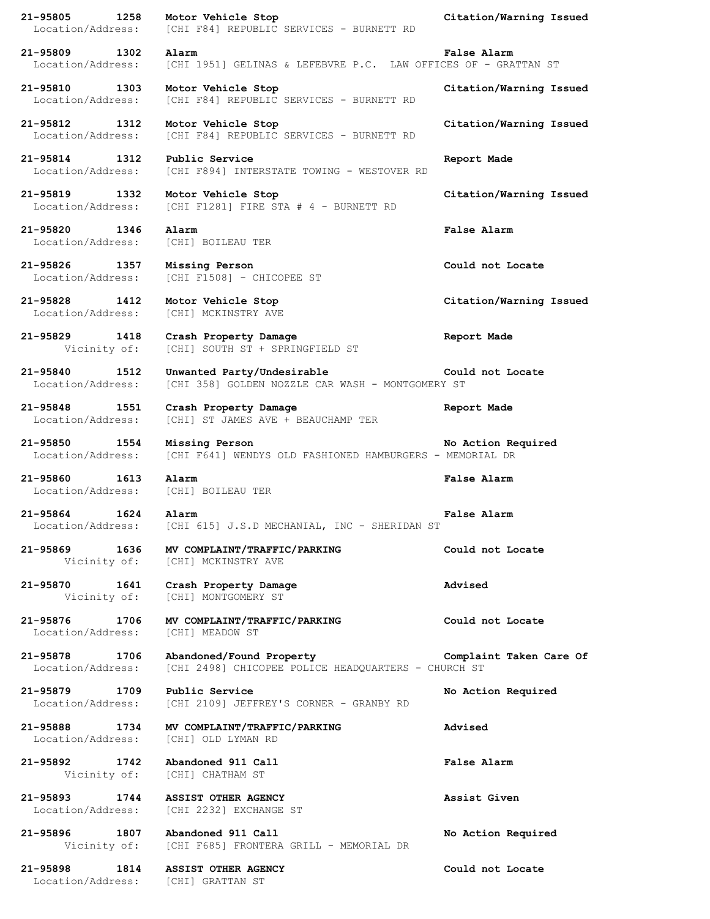**21-95805 1258 Motor Vehicle Stop** **Citation/Warning Issued**
Location/Address: [CHI F84] REPUBLIC SERVICES - BURNETT RD

**21-95809 1302 Alarm** **False Alarm**
Location/Address: [CHI 1951] GELINAS & LEFEBVRE P.C. LAW OFFICES OF - GRATTAN ST

**21-95810 1303 Motor Vehicle Stop** **Citation/Warning Issued**
Location/Address: [CHI F84] REPUBLIC SERVICES - BURNETT RD

**21-95812 1312 Motor Vehicle Stop** **Citation/Warning Issued**
Location/Address: [CHI F84] REPUBLIC SERVICES - BURNETT RD

**21-95814 1312 Public Service** **Report Made**
Location/Address: [CHI F894] INTERSTATE TOWING - WESTOVER RD

**21-95819 1332 Motor Vehicle Stop** **Citation/Warning Issued**
Location/Address: [CHI F1281] FIRE STA # 4 - BURNETT RD

**21-95820 1346 Alarm** **False Alarm**
Location/Address: [CHI] BOILEAU TER

**21-95826 1357 Missing Person** **Could not Locate**
Location/Address: [CHI F1508] - CHICOPEE ST

**21-95828 1412 Motor Vehicle Stop** **Citation/Warning Issued**
Location/Address: [CHI] MCKINSTRY AVE

**21-95829 1418 Crash Property Damage** **Report Made**
Vicinity of: [CHI] SOUTH ST + SPRINGFIELD ST

**21-95840 1512 Unwanted Party/Undesirable** **Could not Locate**
Location/Address: [CHI 358] GOLDEN NOZZLE CAR WASH - MONTGOMERY ST

**21-95848 1551 Crash Property Damage** **Report Made**
Location/Address: [CHI] ST JAMES AVE + BEAUCHAMP TER

**21-95850 1554 Missing Person** **No Action Required**
Location/Address: [CHI F641] WENDYS OLD FASHIONED HAMBURGERS - MEMORIAL DR

**21-95860 1613 Alarm** **False Alarm**
Location/Address: [CHI] BOILEAU TER

**21-95864 1624 Alarm** **False Alarm**
Location/Address: [CHI 615] J.S.D MECHANIAL, INC - SHERIDAN ST

**21-95869 1636 MV COMPLAINT/TRAFFIC/PARKING** **Could not Locate**
Vicinity of: [CHI] MCKINSTRY AVE

**21-95870 1641 Crash Property Damage** **Advised**
Vicinity of: [CHI] MONTGOMERY ST

**21-95876 1706 MV COMPLAINT/TRAFFIC/PARKING** **Could not Locate**
Location/Address: [CHI] MEADOW ST

**21-95878 1706 Abandoned/Found Property** **Complaint Taken Care Of**
Location/Address: [CHI 2498] CHICOPEE POLICE HEADQUARTERS - CHURCH ST

**21-95879 1709 Public Service** **No Action Required**
Location/Address: [CHI 2109] JEFFREY'S CORNER - GRANBY RD

**21-95888 1734 MV COMPLAINT/TRAFFIC/PARKING** **Advised**
Location/Address: [CHI] OLD LYMAN RD

**21-95892 1742 Abandoned 911 Call** **False Alarm**
Vicinity of: [CHI] CHATHAM ST

**21-95893 1744 ASSIST OTHER AGENCY** **Assist Given**
Location/Address: [CHI 2232] EXCHANGE ST

**21-95896 1807 Abandoned 911 Call** **No Action Required**
Vicinity of: [CHI F685] FRONTERA GRILL - MEMORIAL DR

**21-95898 1814 ASSIST OTHER AGENCY** **Could not Locate**
Location/Address: [CHI] GRATTAN ST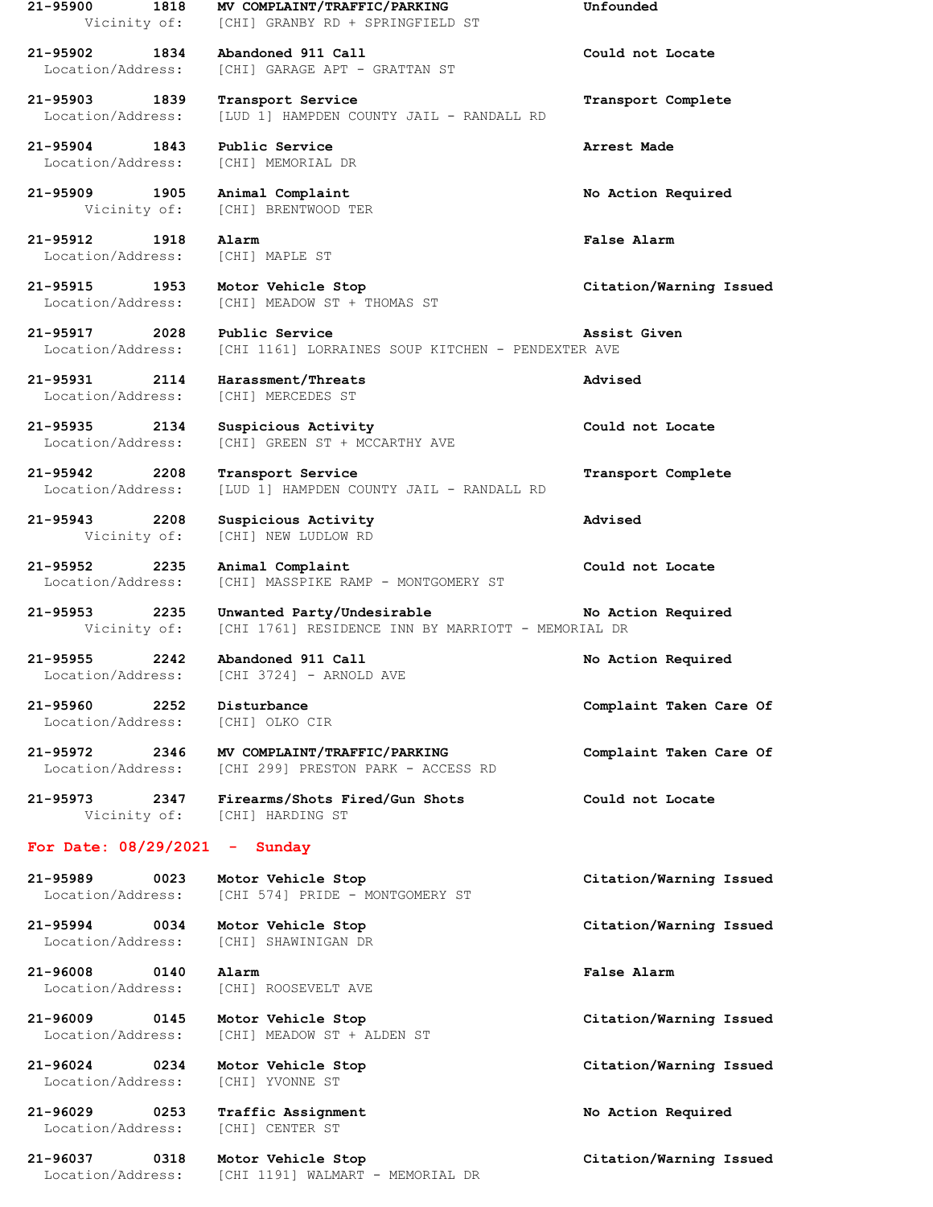**21-95900** **1818** **MV COMPLAINT/TRAFFIC/PARKING** **Unfounded**
Vicinity of: [CHI] GRANBY RD + SPRINGFIELD ST

**21-95902** **1834** **Abandoned 911 Call** **Could not Locate**
Location/Address: [CHI] GARAGE APT - GRATTAN ST

**21-95903** **1839** **Transport Service** **Transport Complete**
Location/Address: [LUD 1] HAMPDEN COUNTY JAIL - RANDALL RD

**21-95904** **1843** **Public Service** **Arrest Made**
Location/Address: [CHI] MEMORIAL DR

**21-95909** **1905** **Animal Complaint** **No Action Required**
Vicinity of: [CHI] BRENTWOOD TER

**21-95912** **1918** **Alarm** **False Alarm**
Location/Address: [CHI] MAPLE ST

**21-95915** **1953** **Motor Vehicle Stop** **Citation/Warning Issued**
Location/Address: [CHI] MEADOW ST + THOMAS ST

**21-95917** **2028** **Public Service** **Assist Given**
Location/Address: [CHI 1161] LORRAINES SOUP KITCHEN - PENDEXTER AVE

**21-95931** **2114** **Harassment/Threats** **Advised**
Location/Address: [CHI] MERCEDES ST

**21-95935** **2134** **Suspicious Activity** **Could not Locate**
Location/Address: [CHI] GREEN ST + MCCARTHY AVE

**21-95942** **2208** **Transport Service** **Transport Complete**
Location/Address: [LUD 1] HAMPDEN COUNTY JAIL - RANDALL RD

**21-95943** **2208** **Suspicious Activity** **Advised**
Vicinity of: [CHI] NEW LUDLOW RD

**21-95952** **2235** **Animal Complaint** **Could not Locate**
Location/Address: [CHI] MASSPIKE RAMP - MONTGOMERY ST

**21-95953** **2235** **Unwanted Party/Undesirable** **No Action Required**
Vicinity of: [CHI 1761] RESIDENCE INN BY MARRIOTT - MEMORIAL DR

**21-95955** **2242** **Abandoned 911 Call** **No Action Required**
Location/Address: [CHI 3724] - ARNOLD AVE

**21-95960** **2252** **Disturbance** **Complaint Taken Care Of**
Location/Address: [CHI] OLKO CIR

**21-95972** **2346** **MV COMPLAINT/TRAFFIC/PARKING** **Complaint Taken Care Of**
Location/Address: [CHI 299] PRESTON PARK - ACCESS RD

**21-95973** **2347** **Firearms/Shots Fired/Gun Shots** **Could not Locate**
Vicinity of: [CHI] HARDING ST

## For Date: 08/29/2021 - Sunday

**21-95989** **0023** **Motor Vehicle Stop** **Citation/Warning Issued**
Location/Address: [CHI 574] PRIDE - MONTGOMERY ST

**21-95994** **0034** **Motor Vehicle Stop** **Citation/Warning Issued**
Location/Address: [CHI] SHAWINIGAN DR

**21-96008** **0140** **Alarm** **False Alarm**
Location/Address: [CHI] ROOSEVELT AVE

**21-96009** **0145** **Motor Vehicle Stop** **Citation/Warning Issued**
Location/Address: [CHI] MEADOW ST + ALDEN ST

**21-96024** **0234** **Motor Vehicle Stop** **Citation/Warning Issued**
Location/Address: [CHI] YVONNE ST

**21-96029** **0253** **Traffic Assignment** **No Action Required**
Location/Address: [CHI] CENTER ST

**21-96037** **0318** **Motor Vehicle Stop** **Citation/Warning Issued**
Location/Address: [CHI 1191] WALMART - MEMORIAL DR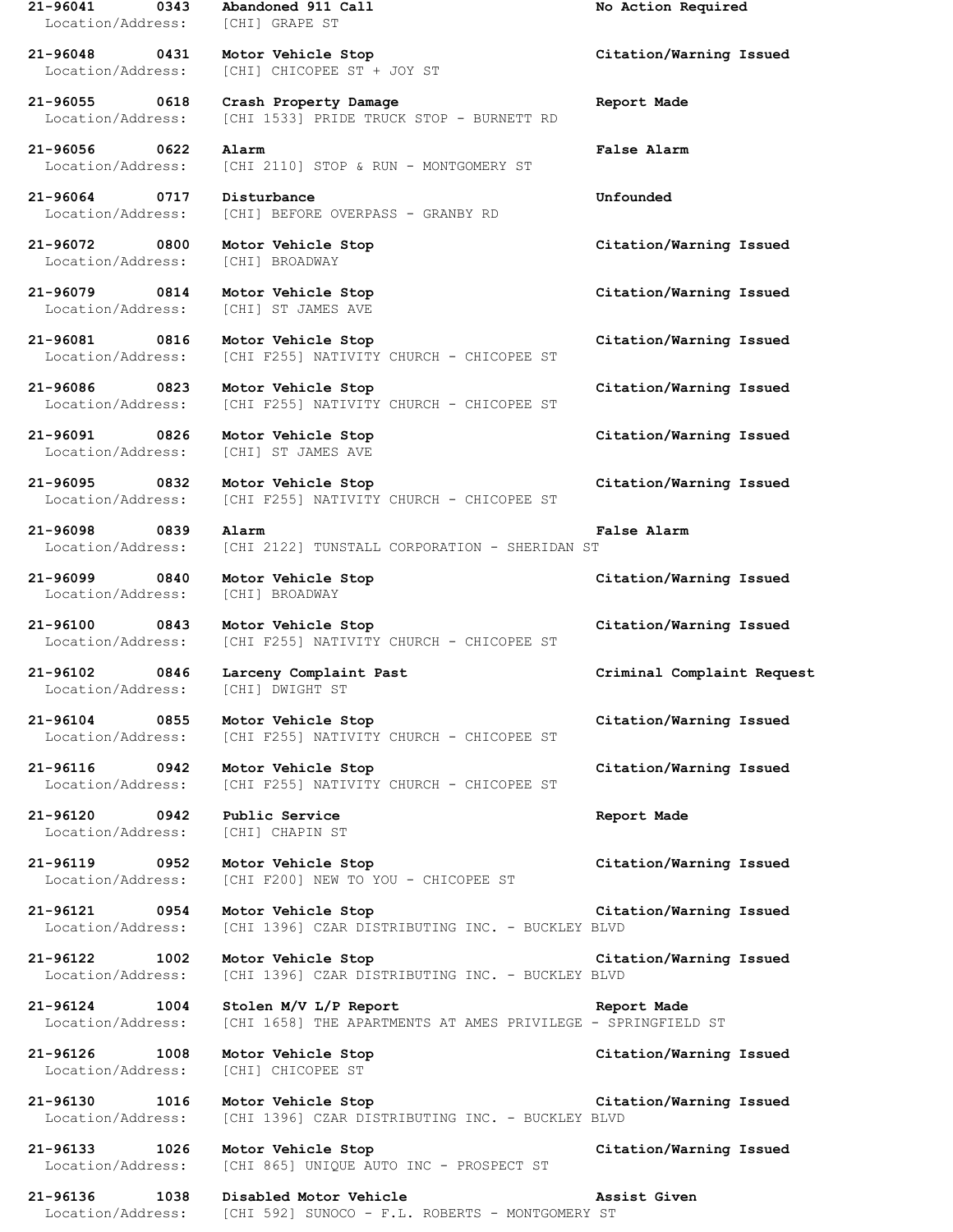**21-96041 0343 Abandoned 911 Call No Action Required**
Location/Address: [CHI] GRAPE ST

**21-96048 0431 Motor Vehicle Stop Citation/Warning Issued**
Location/Address: [CHI] CHICOPEE ST + JOY ST

**21-96055 0618 Crash Property Damage Report Made**
Location/Address: [CHI 1533] PRIDE TRUCK STOP - BURNETT RD

**21-96056 0622 Alarm False Alarm**
Location/Address: [CHI 2110] STOP & RUN - MONTGOMERY ST

**21-96064 0717 Disturbance Unfounded**
Location/Address: [CHI] BEFORE OVERPASS - GRANBY RD

**21-96072 0800 Motor Vehicle Stop Citation/Warning Issued**
Location/Address: [CHI] BROADWAY

**21-96079 0814 Motor Vehicle Stop Citation/Warning Issued**
Location/Address: [CHI] ST JAMES AVE

**21-96081 0816 Motor Vehicle Stop Citation/Warning Issued**
Location/Address: [CHI F255] NATIVITY CHURCH - CHICOPEE ST

**21-96086 0823 Motor Vehicle Stop Citation/Warning Issued**
Location/Address: [CHI F255] NATIVITY CHURCH - CHICOPEE ST

**21-96091 0826 Motor Vehicle Stop Citation/Warning Issued**
Location/Address: [CHI] ST JAMES AVE

**21-96095 0832 Motor Vehicle Stop Citation/Warning Issued**
Location/Address: [CHI F255] NATIVITY CHURCH - CHICOPEE ST

**21-96098 0839 Alarm False Alarm**
Location/Address: [CHI 2122] TUNSTALL CORPORATION - SHERIDAN ST

**21-96099 0840 Motor Vehicle Stop Citation/Warning Issued**
Location/Address: [CHI] BROADWAY

**21-96100 0843 Motor Vehicle Stop Citation/Warning Issued**
Location/Address: [CHI F255] NATIVITY CHURCH - CHICOPEE ST

**21-96102 0846 Larceny Complaint Past Criminal Complaint Request**
Location/Address: [CHI] DWIGHT ST

**21-96104 0855 Motor Vehicle Stop Citation/Warning Issued**
Location/Address: [CHI F255] NATIVITY CHURCH - CHICOPEE ST

**21-96116 0942 Motor Vehicle Stop Citation/Warning Issued**
Location/Address: [CHI F255] NATIVITY CHURCH - CHICOPEE ST

**21-96120 0942 Public Service Report Made**
Location/Address: [CHI] CHAPIN ST

**21-96119 0952 Motor Vehicle Stop Citation/Warning Issued**
Location/Address: [CHI F200] NEW TO YOU - CHICOPEE ST

**21-96121 0954 Motor Vehicle Stop Citation/Warning Issued**
Location/Address: [CHI 1396] CZAR DISTRIBUTING INC. - BUCKLEY BLVD

**21-96122 1002 Motor Vehicle Stop Citation/Warning Issued**
Location/Address: [CHI 1396] CZAR DISTRIBUTING INC. - BUCKLEY BLVD

**21-96124 1004 Stolen M/V L/P Report Report Made**
Location/Address: [CHI 1658] THE APARTMENTS AT AMES PRIVILEGE - SPRINGFIELD ST

**21-96126 1008 Motor Vehicle Stop Citation/Warning Issued**
Location/Address: [CHI] CHICOPEE ST

**21-96130 1016 Motor Vehicle Stop Citation/Warning Issued**
Location/Address: [CHI 1396] CZAR DISTRIBUTING INC. - BUCKLEY BLVD

**21-96133 1026 Motor Vehicle Stop Citation/Warning Issued**
Location/Address: [CHI 865] UNIQUE AUTO INC - PROSPECT ST

**21-96136 1038 Disabled Motor Vehicle Assist Given**
Location/Address: [CHI 592] SUNOCO - F.L. ROBERTS - MONTGOMERY ST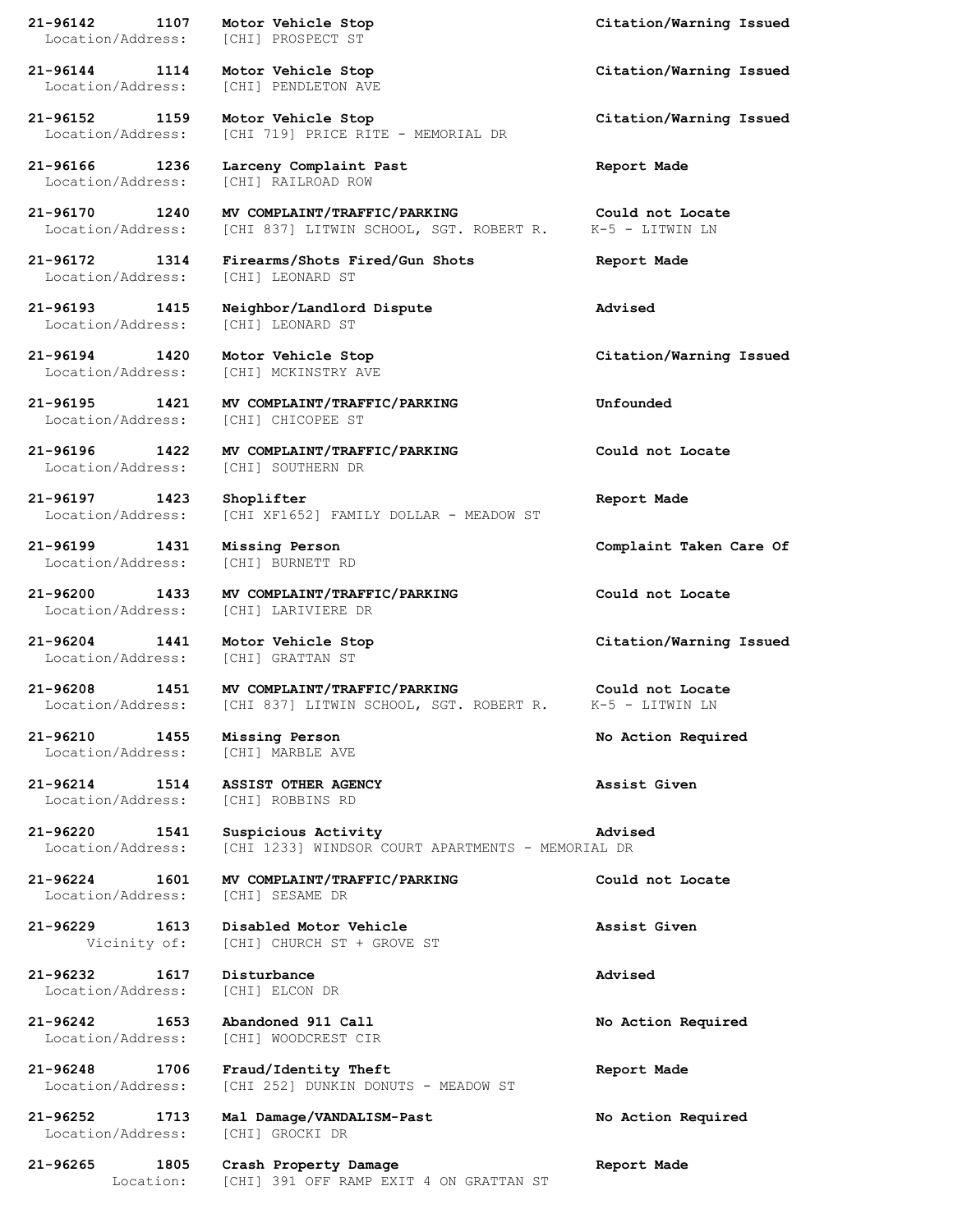**21-96142 1107 Motor Vehicle Stop Citation/Warning Issued**
Location/Address: [CHI] PROSPECT ST

**21-96144 1114 Motor Vehicle Stop Citation/Warning Issued**
Location/Address: [CHI] PENDLETON AVE

**21-96152 1159 Motor Vehicle Stop Citation/Warning Issued**
Location/Address: [CHI 719] PRICE RITE - MEMORIAL DR

**21-96166 1236 Larceny Complaint Past Report Made**
Location/Address: [CHI] RAILROAD ROW

**21-96170 1240 MV COMPLAINT/TRAFFIC/PARKING Could not Locate**
Location/Address: [CHI 837] LITWIN SCHOOL, SGT. ROBERT R. K-5 - LITWIN LN

**21-96172 1314 Firearms/Shots Fired/Gun Shots Report Made**
Location/Address: [CHI] LEONARD ST

**21-96193 1415 Neighbor/Landlord Dispute Advised**
Location/Address: [CHI] LEONARD ST

**21-96194 1420 Motor Vehicle Stop Citation/Warning Issued**
Location/Address: [CHI] MCKINSTRY AVE

**21-96195 1421 MV COMPLAINT/TRAFFIC/PARKING Unfounded**
Location/Address: [CHI] CHICOPEE ST

**21-96196 1422 MV COMPLAINT/TRAFFIC/PARKING Could not Locate**
Location/Address: [CHI] SOUTHERN DR

**21-96197 1423 Shoplifter Report Made**
Location/Address: [CHI XF1652] FAMILY DOLLAR - MEADOW ST

**21-96199 1431 Missing Person Complaint Taken Care Of**
Location/Address: [CHI] BURNETT RD

**21-96200 1433 MV COMPLAINT/TRAFFIC/PARKING Could not Locate**
Location/Address: [CHI] LARIVIERE DR

**21-96204 1441 Motor Vehicle Stop Citation/Warning Issued**
Location/Address: [CHI] GRATTAN ST

**21-96208 1451 MV COMPLAINT/TRAFFIC/PARKING Could not Locate**
Location/Address: [CHI 837] LITWIN SCHOOL, SGT. ROBERT R. K-5 - LITWIN LN

**21-96210 1455 Missing Person No Action Required**
Location/Address: [CHI] MARBLE AVE

**21-96214 1514 ASSIST OTHER AGENCY Assist Given**
Location/Address: [CHI] ROBBINS RD

**21-96220 1541 Suspicious Activity Advised**
Location/Address: [CHI 1233] WINDSOR COURT APARTMENTS - MEMORIAL DR

**21-96224 1601 MV COMPLAINT/TRAFFIC/PARKING Could not Locate**
Location/Address: [CHI] SESAME DR

**21-96229 1613 Disabled Motor Vehicle Assist Given**
Vicinity of: [CHI] CHURCH ST + GROVE ST

**21-96232 1617 Disturbance Advised**
Location/Address: [CHI] ELCON DR

**21-96242 1653 Abandoned 911 Call No Action Required**
Location/Address: [CHI] WOODCREST CIR

**21-96248 1706 Fraud/Identity Theft Report Made**
Location/Address: [CHI 252] DUNKIN DONUTS - MEADOW ST

**21-96252 1713 Mal Damage/VANDALISM-Past No Action Required**
Location/Address: [CHI] GROCKI DR

**21-96265 1805 Crash Property Damage Report Made**
Location: [CHI] 391 OFF RAMP EXIT 4 ON GRATTAN ST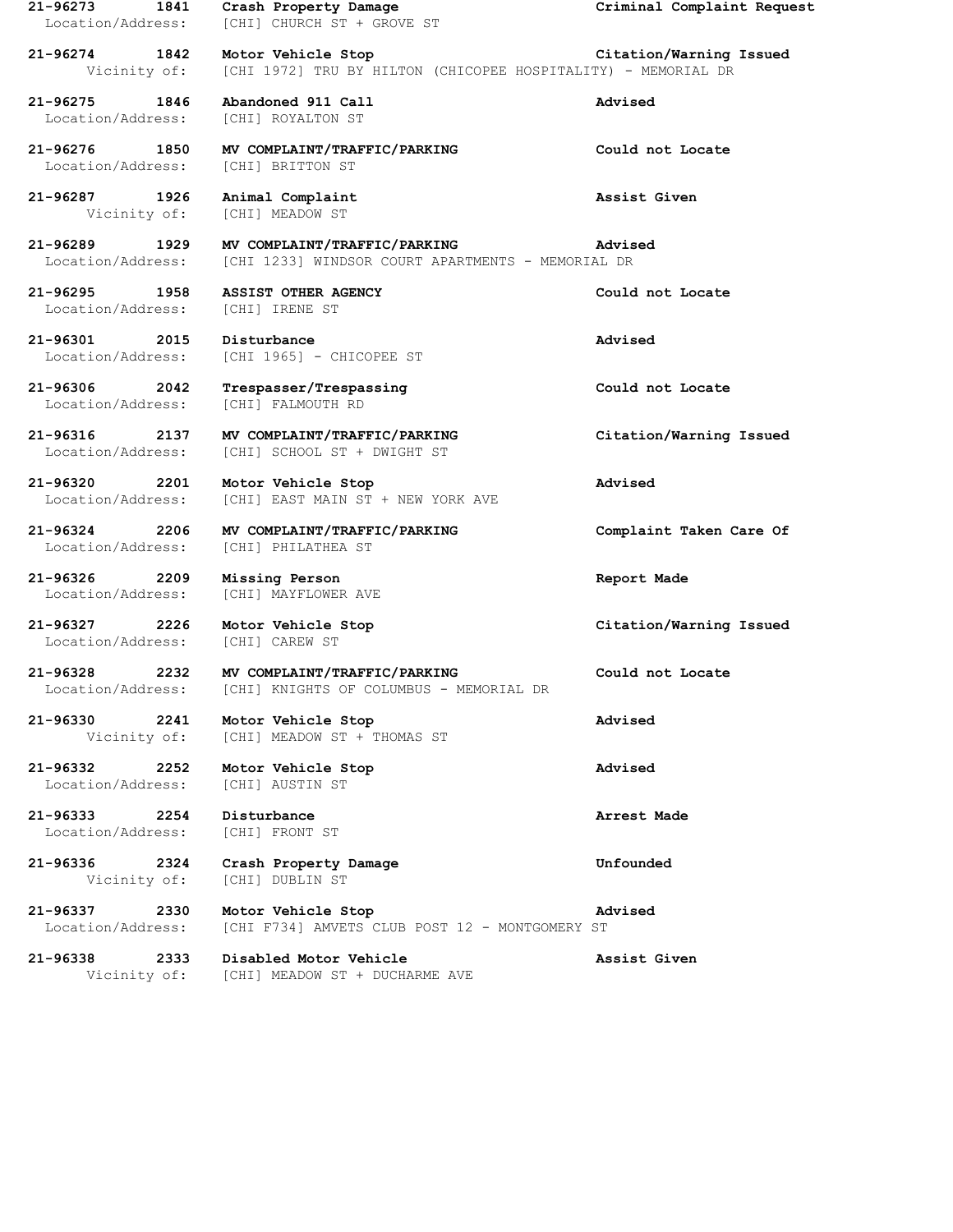**21-96273 1841 Crash Property Damage Criminal Complaint Request**
Location/Address: [CHI] CHURCH ST + GROVE ST

**21-96274 1842 Motor Vehicle Stop Citation/Warning Issued**
Vicinity of: [CHI 1972] TRU BY HILTON (CHICOPEE HOSPITALITY) - MEMORIAL DR

**21-96275 1846 Abandoned 911 Call Advised**
Location/Address: [CHI] ROYALTON ST

**21-96276 1850 MV COMPLAINT/TRAFFIC/PARKING Could not Locate**
Location/Address: [CHI] BRITTON ST

**21-96287 1926 Animal Complaint Assist Given**
Vicinity of: [CHI] MEADOW ST

**21-96289 1929 MV COMPLAINT/TRAFFIC/PARKING Advised**
Location/Address: [CHI 1233] WINDSOR COURT APARTMENTS - MEMORIAL DR

**21-96295 1958 ASSIST OTHER AGENCY Could not Locate**
Location/Address: [CHI] IRENE ST

**21-96301 2015 Disturbance Advised**
Location/Address: [CHI 1965] - CHICOPEE ST

**21-96306 2042 Trespasser/Trespassing Could not Locate**
Location/Address: [CHI] FALMOUTH RD

**21-96316 2137 MV COMPLAINT/TRAFFIC/PARKING Citation/Warning Issued**
Location/Address: [CHI] SCHOOL ST + DWIGHT ST

**21-96320 2201 Motor Vehicle Stop Advised**
Location/Address: [CHI] EAST MAIN ST + NEW YORK AVE

**21-96324 2206 MV COMPLAINT/TRAFFIC/PARKING Complaint Taken Care Of**
Location/Address: [CHI] PHILATHEA ST

**21-96326 2209 Missing Person Report Made**
Location/Address: [CHI] MAYFLOWER AVE

**21-96327 2226 Motor Vehicle Stop Citation/Warning Issued**
Location/Address: [CHI] CAREW ST

**21-96328 2232 MV COMPLAINT/TRAFFIC/PARKING Could not Locate**
Location/Address: [CHI] KNIGHTS OF COLUMBUS - MEMORIAL DR

**21-96330 2241 Motor Vehicle Stop Advised**
Vicinity of: [CHI] MEADOW ST + THOMAS ST

**21-96332 2252 Motor Vehicle Stop Advised**
Location/Address: [CHI] AUSTIN ST

**21-96333 2254 Disturbance Arrest Made**
Location/Address: [CHI] FRONT ST

**21-96336 2324 Crash Property Damage Unfounded**
Vicinity of: [CHI] DUBLIN ST

**21-96337 2330 Motor Vehicle Stop Advised**
Location/Address: [CHI F734] AMVETS CLUB POST 12 - MONTGOMERY ST

**21-96338 2333 Disabled Motor Vehicle Assist Given**
Vicinity of: [CHI] MEADOW ST + DUCHARME AVE